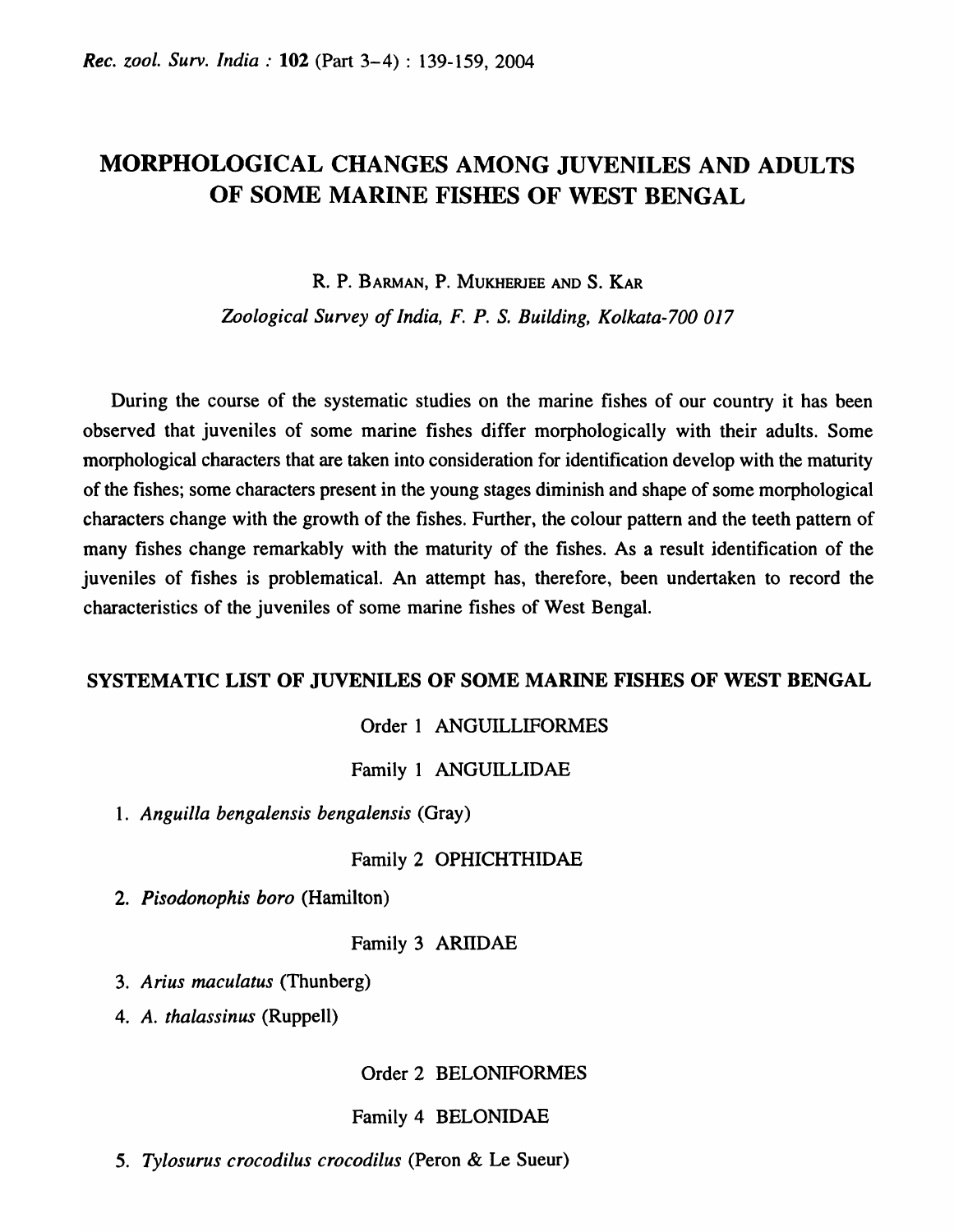# MORPHOLOGICAL CHANGES AMONG JUVENILES AND ADULTS OF SOME MARINE FISHES OF WEST BENGAL

R. P. BARMAN, P. MUKHERJEE AND S. KAR

*Zoological Survey of India, F. P. S. Building, Kolkata-700 017*

During the course of the systematic studies on the marine fishes of our country it has been observed that juveniles of some marine fishes differ morphologically with their adults. Some morphological characters that are taken into consideration for identification develop with the maturity of the fishes; some characters present in the young stages diminish and shape of some morphological characters change with the growth of the fishes. Further, the colour pattern and the teeth pattern of many fishes change remarkably with the maturity of the fishes. As a result identification of the juveniles of fishes is problematical. An attempt has, therefore, been undertaken to record the characteristics of the juveniles of some marine fishes of West Bengal.

## SYSTEMATIC LIST OF JUVENILES OF SOME MARINE FISHES OF WEST BENGAL

### Order 1 ANGUILLIFORMES

#### Family 1 ANGUILLIDAE

1. *Anguilla bengalensis bengalensis* (Gray)

#### Family 2 OPHICHTHIDAE

2. *Pisodonophis boro* (Hamilton)

#### Family 3 ARIIDAE

3. *Arius maculatus* (Thunberg)
4. *A. thalassinus* (Ruppell)

### Order 2 BELONIFORMES

#### Family 4 BELONIDAE

5. *Tylosurus crocodilus crocodilus* (Peron & Le Sueur)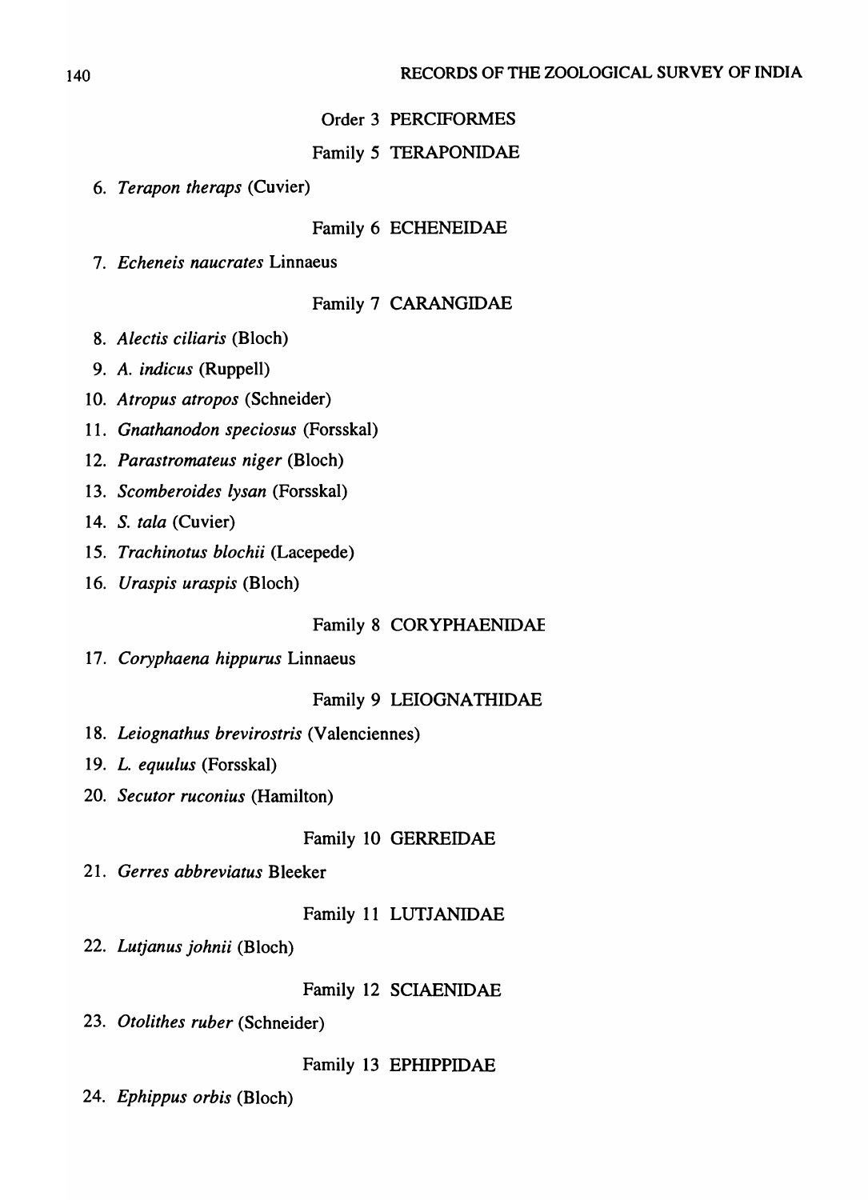## Order 3 PERCIFORMES

### Family 5 TERAPONIDAE

6. *Terapon theraps* (Cuvier)

### Family 6 ECHENEIDAE

7. *Echeneis naucrates* Linnaeus

### Family 7 CARANGIDAE

8. *Alectis ciliaris* (Bloch)
9. *A. indicus* (Ruppell)
10. *Atropus atropos* (Schneider)
11. *Gnathanodon speciosus* (Forsskal)
12. *Parastromateus niger* (Bloch)
13. *Scomberoides lysan* (Forsskal)
14. *S. tala* (Cuvier)
15. *Trachinotus blochii* (Lacepede)
16. *Uraspis uraspis* (Bloch)

### Family 8 CORYPHAENIDAE

17. *Coryphaena hippurus* Linnaeus

### Family 9 LEIOGNATHIDAE

18. *Leiognathus brevirostris* (Valenciennes)
19. *L. equulus* (Forsskal)
20. *Secutor ruconius* (Hamilton)

### Family 10 GERREIDAE

21. *Gerres abbreviatus* Bleeker

### Family 11 LUTJANIDAE

22. *Lutjanus johnii* (Bloch)

### Family 12 SCIAENIDAE

23. *Otolithes ruber* (Schneider)

### Family 13 EPHIPPIDAE

24. *Ephippus orbis* (Bloch)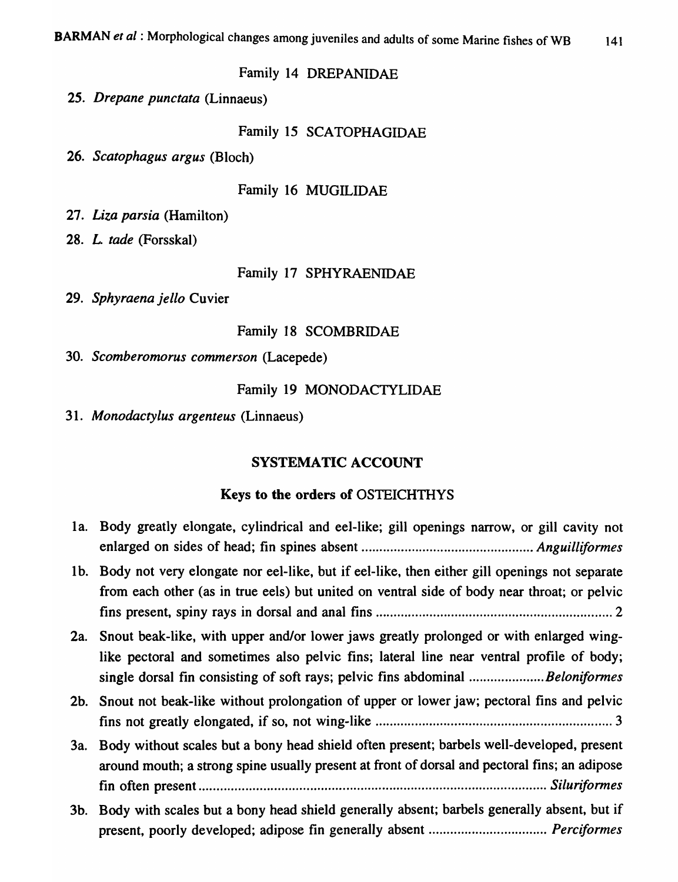Family 14 DREPANIDAE

25. *Drepane punctata* (Linnaeus)

Family 15 SCATOPHAGIDAE

26. *Scatophagus argus* (Bloch)

Family 16 MUGILIDAE

27. *Liza parsia* (Hamilton)

28. *L. tade* (Forsskal)

Family 17 SPHYRAENIDAE

29. *Sphyraena jello* Cuvier

Family 18 SCOMBRIDAE

30. *Scomberomorus commerson* (Lacepede)

Family 19 MONODACTYLIDAE

31. *Monodactylus argenteus* (Linnaeus)

## SYSTEMATIC ACCOUNT

### Keys to the orders of OSTEICHTHYS

1a. Body greatly elongate, cylindrical and eel-like; gill openings narrow, or gill cavity not enlarged on sides of head; fin spines absent ............................................... *Anguilliformes*

1b. Body not very elongate nor eel-like, but if eel-like, then either gill openings not separate from each other (as in true eels) but united on ventral side of body near throat; or pelvic fins present, spiny rays in dorsal and anal fins ................................................................. 2

2a. Snout beak-like, with upper and/or lower jaws greatly prolonged or with enlarged wing-like pectoral and sometimes also pelvic fins; lateral line near ventral profile of body; single dorsal fin consisting of soft rays; pelvic fins abdominal ..................... *Beloniformes*

2b. Snout not beak-like without prolongation of upper or lower jaw; pectoral fins and pelvic fins not greatly elongated, if so, not wing-like ................................................................. 3

3a. Body without scales but a bony head shield often present; barbels well-developed, present around mouth; a strong spine usually present at front of dorsal and pectoral fins; an adipose fin often present ................................................................................................ *Siluriformes*

3b. Body with scales but a bony head shield generally absent; barbels generally absent, but if present, poorly developed; adipose fin generally absent ................................ *Perciformes*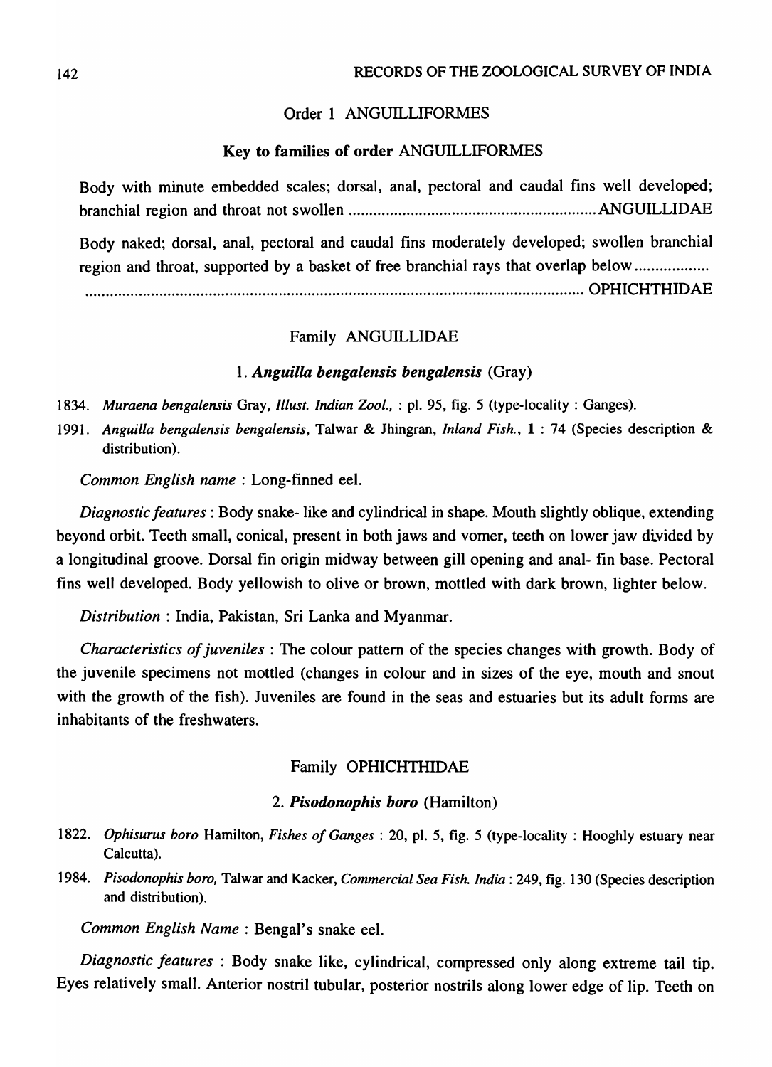## Order 1 ANGUILLIFORMES

### Key to families of order ANGUILLIFORMES

Body with minute embedded scales; dorsal, anal, pectoral and caudal fins well developed; branchial region and throat not swollen ........................................................... ANGUILLIDAE

Body naked; dorsal, anal, pectoral and caudal fins moderately developed; swollen branchial region and throat, supported by a basket of free branchial rays that overlap below .................. ........................................................................................................................ OPHICHTHIDAE

### Family ANGUILLIDAE

#### 1. *Anguilla bengalensis bengalensis* (Gray)

1834. *Muraena bengalensis* Gray, *Illust. Indian Zool.,* : pl. 95, fig. 5 (type-locality : Ganges).

1991. *Anguilla bengalensis bengalensis*, Talwar & Jhingran, *Inland Fish.*, **1** : 74 (Species description & distribution).

*Common English name* : Long-finned eel.

*Diagnostic features* : Body snake- like and cylindrical in shape. Mouth slightly oblique, extending beyond orbit. Teeth small, conical, present in both jaws and vomer, teeth on lower jaw divided by a longitudinal groove. Dorsal fin origin midway between gill opening and anal- fin base. Pectoral fins well developed. Body yellowish to olive or brown, mottled with dark brown, lighter below.

*Distribution* : India, Pakistan, Sri Lanka and Myanmar.

*Characteristics of juveniles* : The colour pattern of the species changes with growth. Body of the juvenile specimens not mottled (changes in colour and in sizes of the eye, mouth and snout with the growth of the fish). Juveniles are found in the seas and estuaries but its adult forms are inhabitants of the freshwaters.

### Family OPHICHTHIDAE

#### 2. *Pisodonophis boro* (Hamilton)

1822. *Ophisurus boro* Hamilton, *Fishes of Ganges* : 20, pl. 5, fig. 5 (type-locality : Hooghly estuary near Calcutta).

1984. *Pisodonophis boro,* Talwar and Kacker, *Commercial Sea Fish. India* : 249, fig. 130 (Species description and distribution).

*Common English Name* : Bengal's snake eel.

*Diagnostic features* : Body snake like, cylindrical, compressed only along extreme tail tip. Eyes relatively small. Anterior nostril tubular, posterior nostrils along lower edge of lip. Teeth on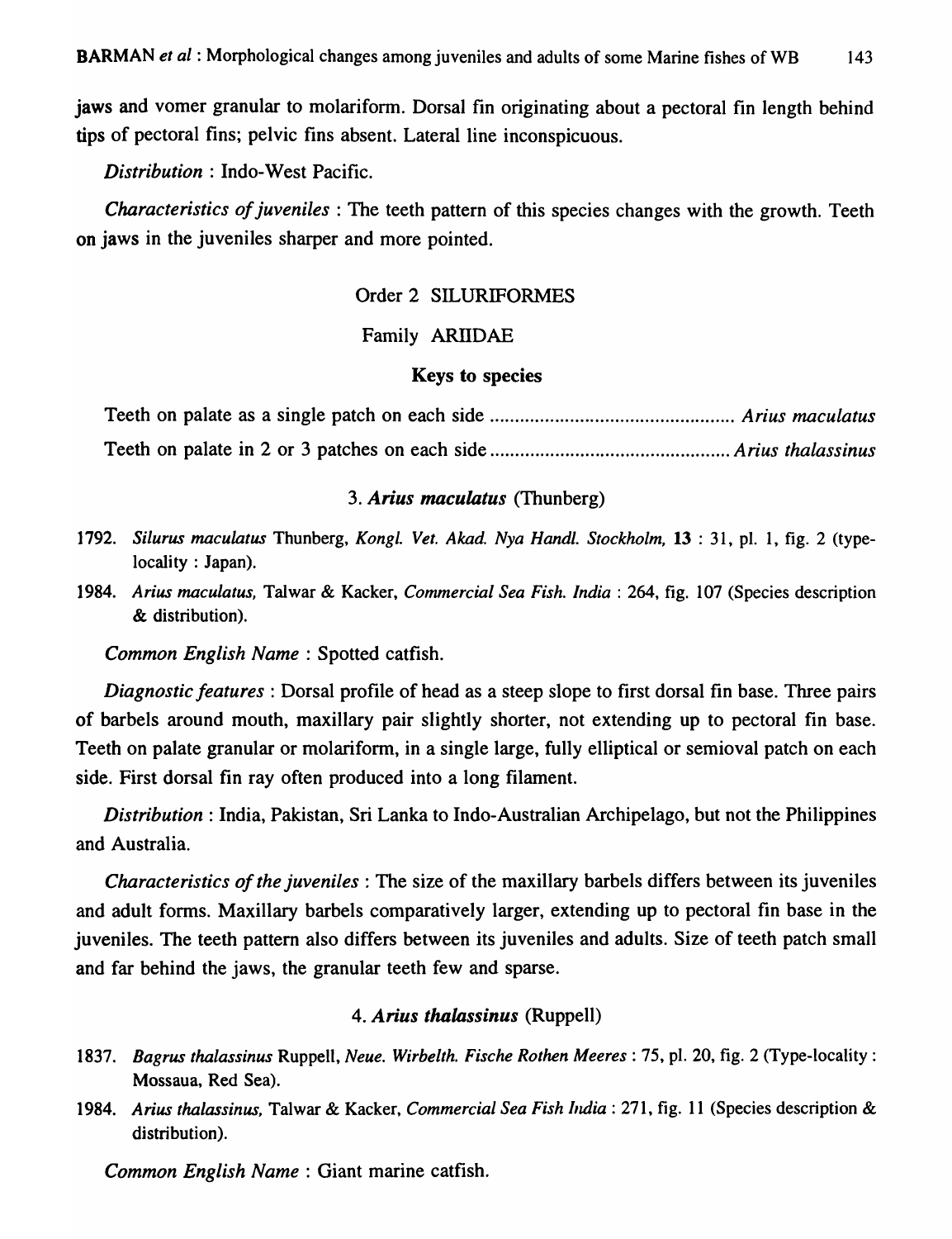jaws and vomer granular to molariform. Dorsal fin originating about a pectoral fin length behind tips of pectoral fins; pelvic fins absent. Lateral line inconspicuous.

*Distribution* : Indo-West Pacific.

*Characteristics of juveniles* : The teeth pattern of this species changes with the growth. Teeth on jaws in the juveniles sharper and more pointed.

## Order 2 SILURIFORMES

### Family ARIIDAE

#### Keys to species

Teeth on palate as a single patch on each side ................................................ *Arius maculatus*

Teeth on palate in 2 or 3 patches on each side ................................................ *Arius thalassinus*

### 3. *Arius maculatus* (Thunberg)

1792. *Silurus maculatus* Thunberg, *Kongl. Vet. Akad. Nya Handl. Stockholm,* **13** : 31, pl. 1, fig. 2 (type-locality : Japan).

1984. *Arius maculatus,* Talwar & Kacker, *Commercial Sea Fish. India* : 264, fig. 107 (Species description & distribution).

*Common English Name* : Spotted catfish.

*Diagnostic features* : Dorsal profile of head as a steep slope to first dorsal fin base. Three pairs of barbels around mouth, maxillary pair slightly shorter, not extending up to pectoral fin base. Teeth on palate granular or molariform, in a single large, fully elliptical or semioval patch on each side. First dorsal fin ray often produced into a long filament.

*Distribution* : India, Pakistan, Sri Lanka to Indo-Australian Archipelago, but not the Philippines and Australia.

*Characteristics of the juveniles* : The size of the maxillary barbels differs between its juveniles and adult forms. Maxillary barbels comparatively larger, extending up to pectoral fin base in the juveniles. The teeth pattern also differs between its juveniles and adults. Size of teeth patch small and far behind the jaws, the granular teeth few and sparse.

### 4. *Arius thalassinus* (Ruppell)

1837. *Bagrus thalassinus* Ruppell, *Neue. Wirbelth. Fische Rothen Meeres* : 75, pl. 20, fig. 2 (Type-locality : Mossaua, Red Sea).

1984. *Arius thalassinus,* Talwar & Kacker, *Commercial Sea Fish India* : 271, fig. 11 (Species description & distribution).

*Common English Name* : Giant marine catfish.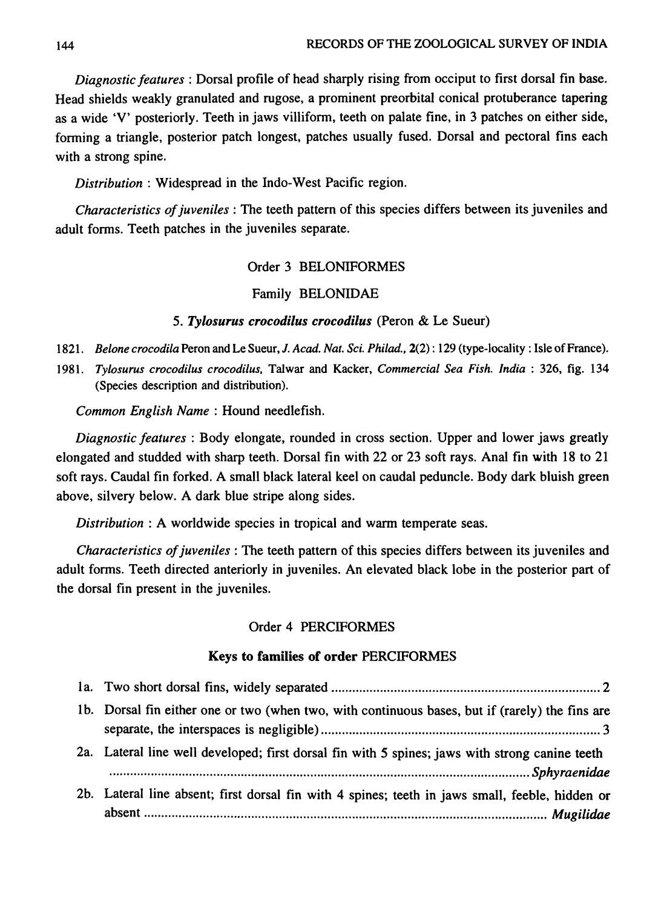*Diagnostic features* : Dorsal profile of head sharply rising from occiput to first dorsal fin base. Head shields weakly granulated and rugose, a prominent preorbital conical protuberance tapering as a wide 'V' posteriorly. Teeth in jaws villiform, teeth on palate fine, in 3 patches on either side, forming a triangle, posterior patch longest, patches usually fused. Dorsal and pectoral fins each with a strong spine.

*Distribution* : Widespread in the Indo-West Pacific region.

*Characteristics of juveniles* : The teeth pattern of this species differs between its juveniles and adult forms. Teeth patches in the juveniles separate.

## Order 3 BELONIFORMES

### Family BELONIDAE

#### 5. *Tylosurus crocodilus crocodilus* (Peron & Le Sueur)

1821. *Belone crocodila* Peron and Le Sueur, *J. Acad. Nat. Sci. Philad.*, **2**(2) : 129 (type-locality : Isle of France).

1981. *Tylosurus crocodilus crocodilus*, Talwar and Kacker, *Commercial Sea Fish. India* : 326, fig. 134 (Species description and distribution).

*Common English Name* : Hound needlefish.

*Diagnostic features* : Body elongate, rounded in cross section. Upper and lower jaws greatly elongated and studded with sharp teeth. Dorsal fin with 22 or 23 soft rays. Anal fin with 18 to 21 soft rays. Caudal fin forked. A small black lateral keel on caudal peduncle. Body dark bluish green above, silvery below. A dark blue stripe along sides.

*Distribution* : A worldwide species in tropical and warm temperate seas.

*Characteristics of juveniles* : The teeth pattern of this species differs between its juveniles and adult forms. Teeth directed anteriorly in juveniles. An elevated black lobe in the posterior part of the dorsal fin present in the juveniles.

## Order 4 PERCIFORMES

### Keys to families of order PERCIFORMES

1a. Two short dorsal fins, widely separated .......... 2

1b. Dorsal fin either one or two (when two, with continuous bases, but if (rarely) the fins are separate, the interspaces is negligible) .......... 3

2a. Lateral line well developed; first dorsal fin with 5 spines; jaws with strong canine teeth .......... *Sphyraenidae*

2b. Lateral line absent; first dorsal fin with 4 spines; teeth in jaws small, feeble, hidden or absent .......... *Mugilidae*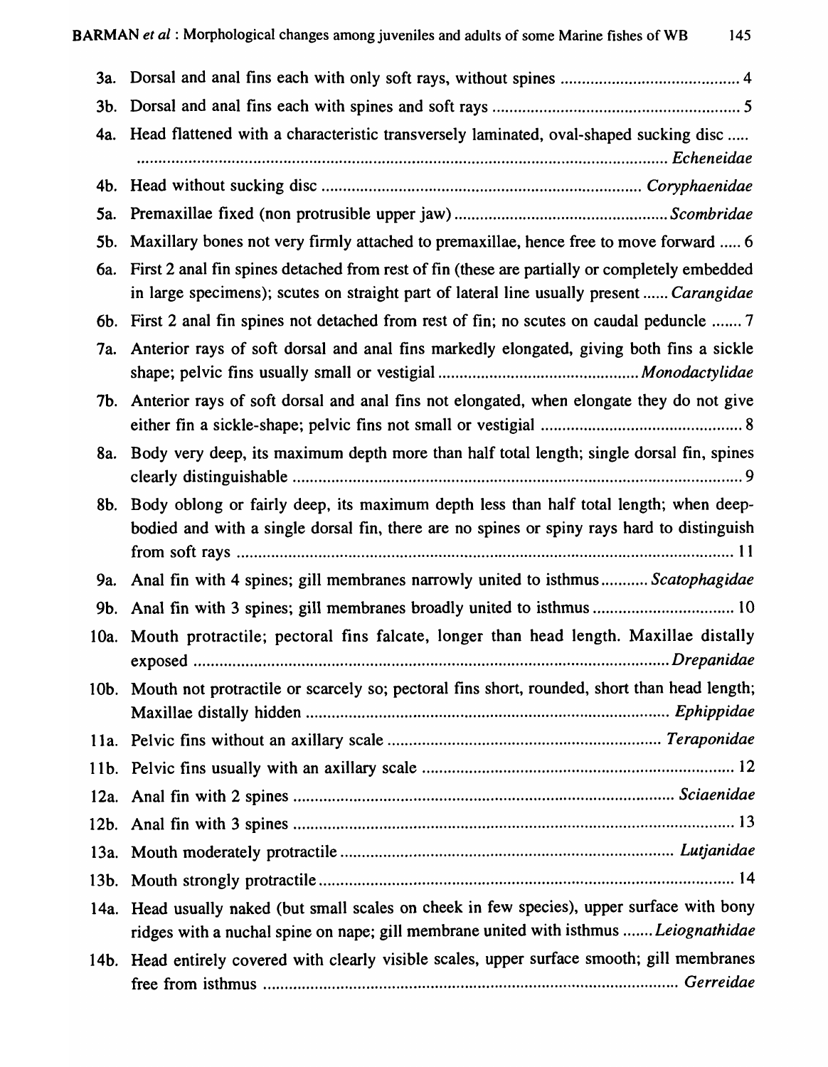3a. Dorsal and anal fins each with only soft rays, without spines .......................................... 4

3b. Dorsal and anal fins each with spines and soft rays .......................................................... 5

4a. Head flattened with a characteristic transversely laminated, oval-shaped sucking disc ..... ........................................................................................................................... *Echeneidae*

4b. Head without sucking disc ........................................................................... *Coryphaenidae*

5a. Premaxillae fixed (non protrusible upper jaw) ................................................. *Scombridae*

5b. Maxillary bones not very firmly attached to premaxillae, hence free to move forward ..... 6

6a. First 2 anal fin spines detached from rest of fin (these are partially or completely embedded in large specimens); scutes on straight part of lateral line usually present ...... *Carangidae*

6b. First 2 anal fin spines not detached from rest of fin; no scutes on caudal peduncle ....... 7

7a. Anterior rays of soft dorsal and anal fins markedly elongated, giving both fins a sickle shape; pelvic fins usually small or vestigial .............................................. *Monodactylidae*

7b. Anterior rays of soft dorsal and anal fins not elongated, when elongate they do not give either fin a sickle-shape; pelvic fins not small or vestigial ............................................... 8

8a. Body very deep, its maximum depth more than half total length; single dorsal fin, spines clearly distinguishable ......................................................................................................... 9

8b. Body oblong or fairly deep, its maximum depth less than half total length; when deep-bodied and with a single dorsal fin, there are no spines or spiny rays hard to distinguish from soft rays ..................................................................................................................... 11

9a. Anal fin with 4 spines; gill membranes narrowly united to isthmus ........... *Scatophagidae*

9b. Anal fin with 3 spines; gill membranes broadly united to isthmus ................................ 10

10a. Mouth protractile; pectoral fins falcate, longer than head length. Maxillae distally exposed .............................................................................................................. *Drepanidae*

10b. Mouth not protractile or scarcely so; pectoral fins short, rounded, short than head length; Maxillae distally hidden .................................................................................... *Ephippidae*

11a. Pelvic fins without an axillary scale ............................................................... *Teraponidae*

11b. Pelvic fins usually with an axillary scale ........................................................................ 12

12a. Anal fin with 2 spines ........................................................................................ *Sciaenidae*

12b. Anal fin with 3 spines ....................................................................................................... 13

13a. Mouth moderately protractile ........................................................................... *Lutjanidae*

13b. Mouth strongly protractile ................................................................................................. 14

14a. Head usually naked (but small scales on cheek in few species), upper surface with bony ridges with a nuchal spine on nape; gill membrane united with isthmus ....... *Leiognathidae*

14b. Head entirely covered with clearly visible scales, upper surface smooth; gill membranes free from isthmus ................................................................................................. *Gerreidae*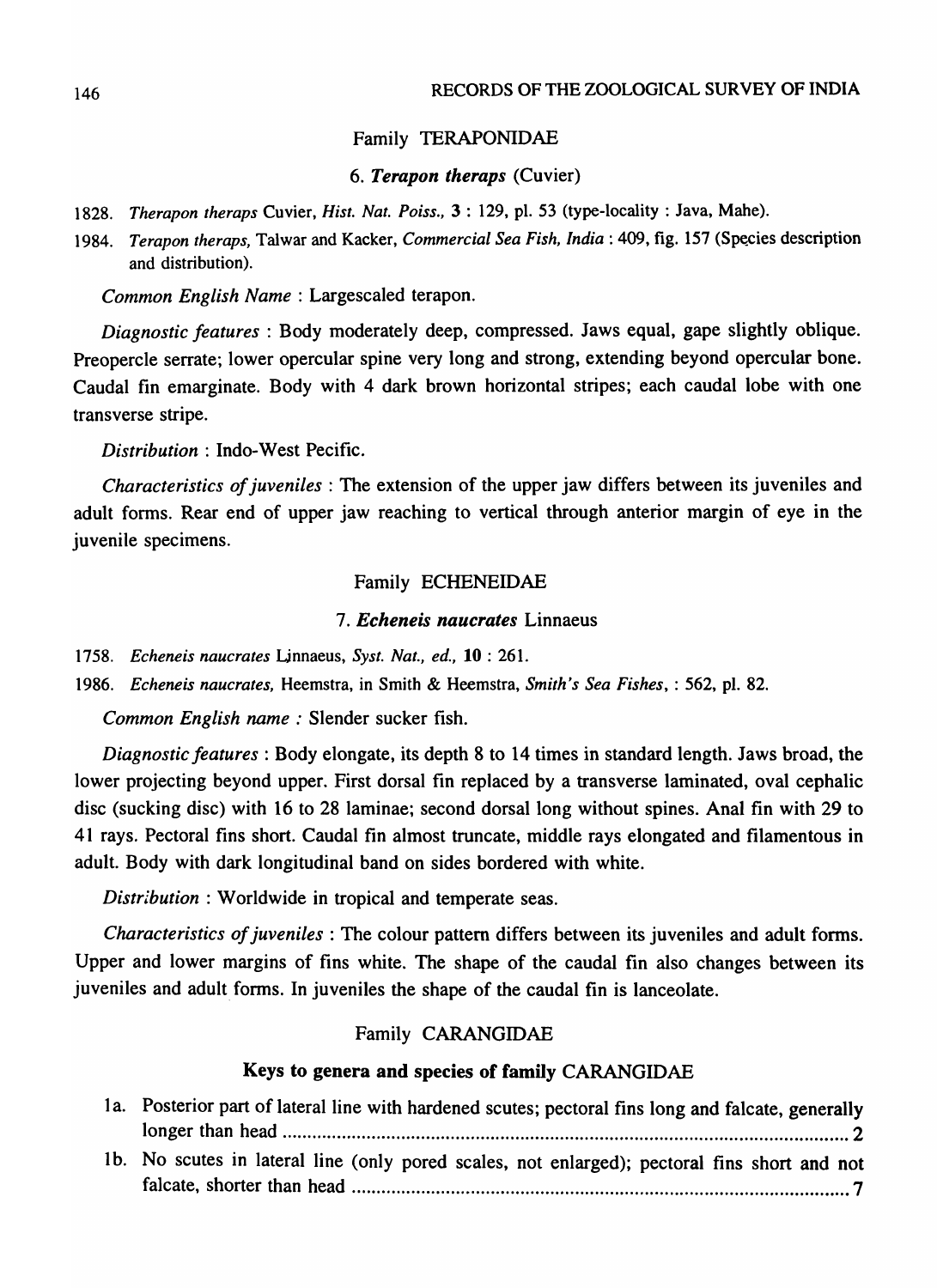## Family TERAPONIDAE

### 6. *Terapon theraps* (Cuvier)

1828. *Therapon theraps* Cuvier, *Hist. Nat. Poiss.*, **3** : 129, pl. 53 (type-locality : Java, Mahe).

1984. *Terapon theraps*, Talwar and Kacker, *Commercial Sea Fish, India* : 409, fig. 157 (Species description and distribution).

*Common English Name* : Largescaled terapon.

*Diagnostic features* : Body moderately deep, compressed. Jaws equal, gape slightly oblique. Preopercle serrate; lower opercular spine very long and strong, extending beyond opercular bone. Caudal fin emarginate. Body with 4 dark brown horizontal stripes; each caudal lobe with one transverse stripe.

*Distribution* : Indo-West Pecific.

*Characteristics of juveniles* : The extension of the upper jaw differs between its juveniles and adult forms. Rear end of upper jaw reaching to vertical through anterior margin of eye in the juvenile specimens.

## Family ECHENEIDAE

### 7. *Echeneis naucrates* Linnaeus

1758. *Echeneis naucrates* Linnaeus, *Syst. Nat., ed.*, **10** : 261.

1986. *Echeneis naucrates*, Heemstra, in Smith & Heemstra, *Smith's Sea Fishes*, : 562, pl. 82.

*Common English name :* Slender sucker fish.

*Diagnostic features* : Body elongate, its depth 8 to 14 times in standard length. Jaws broad, the lower projecting beyond upper. First dorsal fin replaced by a transverse laminated, oval cephalic disc (sucking disc) with 16 to 28 laminae; second dorsal long without spines. Anal fin with 29 to 41 rays. Pectoral fins short. Caudal fin almost truncate, middle rays elongated and filamentous in adult. Body with dark longitudinal band on sides bordered with white.

*Distribution* : Worldwide in tropical and temperate seas.

*Characteristics of juveniles* : The colour pattern differs between its juveniles and adult forms. Upper and lower margins of fins white. The shape of the caudal fin also changes between its juveniles and adult forms. In juveniles the shape of the caudal fin is lanceolate.

## Family CARANGIDAE

### Keys to genera and species of family CARANGIDAE

1a. Posterior part of lateral line with hardened scutes; pectoral fins long and falcate, generally longer than head .......... 2

1b. No scutes in lateral line (only pored scales, not enlarged); pectoral fins short and not falcate, shorter than head .......... 7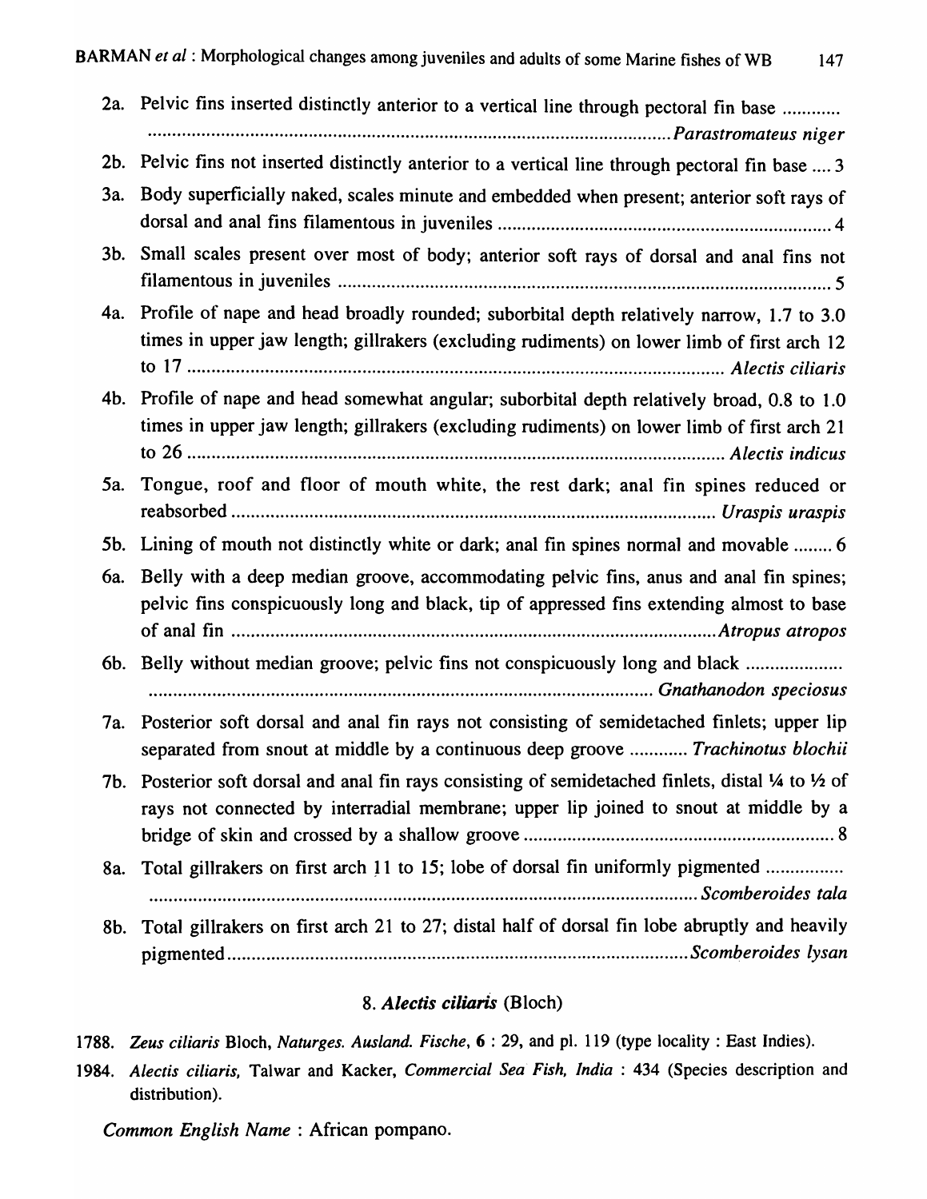2a. Pelvic fins inserted distinctly anterior to a vertical line through pectoral fin base ............ ............................................................................................................ *Parastromateus niger*

2b. Pelvic fins not inserted distinctly anterior to a vertical line through pectoral fin base .... 3

3a. Body superficially naked, scales minute and embedded when present; anterior soft rays of dorsal and anal fins filamentous in juveniles ..................................................................... 4

3b. Small scales present over most of body; anterior soft rays of dorsal and anal fins not filamentous in juveniles ...................................................................................................... 5

4a. Profile of nape and head broadly rounded; suborbital depth relatively narrow, 1.7 to 3.0 times in upper jaw length; gillrakers (excluding rudiments) on lower limb of first arch 12 to 17 ............................................................................................................... *Alectis ciliaris*

4b. Profile of nape and head somewhat angular; suborbital depth relatively broad, 0.8 to 1.0 times in upper jaw length; gillrakers (excluding rudiments) on lower limb of first arch 21 to 26 ................................................................................................................ *Alectis indicus*

5a. Tongue, roof and floor of mouth white, the rest dark; anal fin spines reduced or reabsorbed ..................................................................................................... *Uraspis uraspis*

5b. Lining of mouth not distinctly white or dark; anal fin spines normal and movable ........ 6

6a. Belly with a deep median groove, accommodating pelvic fins, anus and anal fin spines; pelvic fins conspicuously long and black, tip of appressed fins extending almost to base of anal fin ..................................................................................................... *Atropus atropos*

6b. Belly without median groove; pelvic fins not conspicuously long and black .................... ......................................................................................................... *Gnathanodon speciosus*

7a. Posterior soft dorsal and anal fin rays not consisting of semidetached finlets; upper lip separated from snout at middle by a continuous deep groove ............ *Trachinotus blochii*

7b. Posterior soft dorsal and anal fin rays consisting of semidetached finlets, distal ¼ to ½ of rays not connected by interradial membrane; upper lip joined to snout at middle by a bridge of skin and crossed by a shallow groove ................................................................. 8

8a. Total gillrakers on first arch 11 to 15; lobe of dorsal fin uniformly pigmented ................ ................................................................................................................. *Scomberoides tala*

8b. Total gillrakers on first arch 21 to 27; distal half of dorsal fin lobe abruptly and heavily pigmented .............................................................................................. *Scomberoides lysan*

## 8. *Alectis ciliaris* (Bloch)

1788. *Zeus ciliaris* Bloch, *Naturges. Ausland. Fische*, **6** : 29, and pl. 119 (type locality : East Indies).

1984. *Alectis ciliaris,* Talwar and Kacker, *Commercial Sea Fish, India* : 434 (Species description and distribution).

*Common English Name* : African pompano.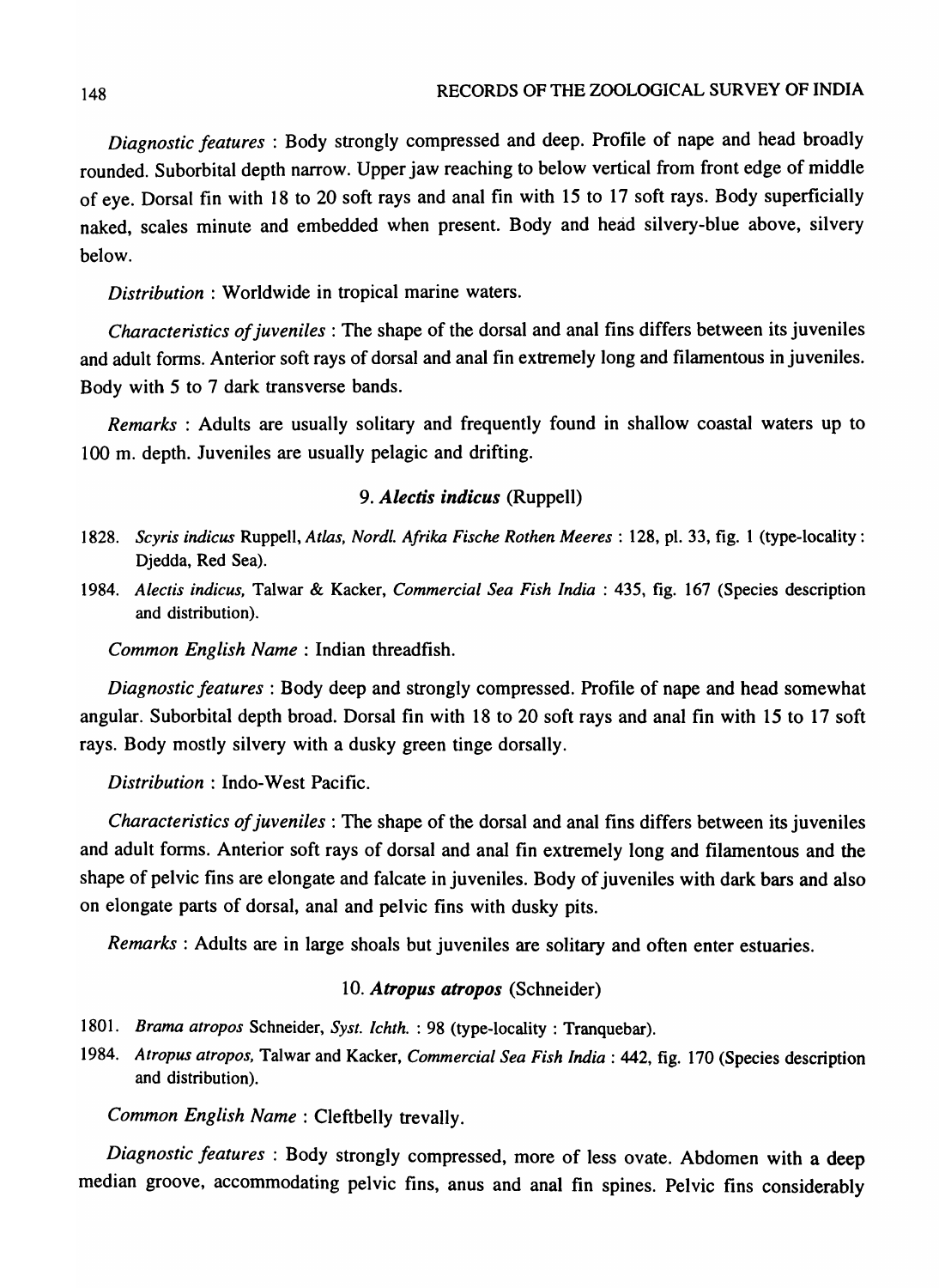*Diagnostic features* : Body strongly compressed and deep. Profile of nape and head broadly rounded. Suborbital depth narrow. Upper jaw reaching to below vertical from front edge of middle of eye. Dorsal fin with 18 to 20 soft rays and anal fin with 15 to 17 soft rays. Body superficially naked, scales minute and embedded when present. Body and head silvery-blue above, silvery below.

*Distribution* : Worldwide in tropical marine waters.

*Characteristics of juveniles* : The shape of the dorsal and anal fins differs between its juveniles and adult forms. Anterior soft rays of dorsal and anal fin extremely long and filamentous in juveniles. Body with 5 to 7 dark transverse bands.

*Remarks* : Adults are usually solitary and frequently found in shallow coastal waters up to 100 m. depth. Juveniles are usually pelagic and drifting.

### 9. *Alectis indicus* (Ruppell)

1828. *Scyris indicus* Ruppell, *Atlas, Nordl. Afrika Fische Rothen Meeres* : 128, pl. 33, fig. 1 (type-locality : Djedda, Red Sea).

1984. *Alectis indicus*, Talwar & Kacker, *Commercial Sea Fish India* : 435, fig. 167 (Species description and distribution).

*Common English Name* : Indian threadfish.

*Diagnostic features* : Body deep and strongly compressed. Profile of nape and head somewhat angular. Suborbital depth broad. Dorsal fin with 18 to 20 soft rays and anal fin with 15 to 17 soft rays. Body mostly silvery with a dusky green tinge dorsally.

*Distribution* : Indo-West Pacific.

*Characteristics of juveniles* : The shape of the dorsal and anal fins differs between its juveniles and adult forms. Anterior soft rays of dorsal and anal fin extremely long and filamentous and the shape of pelvic fins are elongate and falcate in juveniles. Body of juveniles with dark bars and also on elongate parts of dorsal, anal and pelvic fins with dusky pits.

*Remarks* : Adults are in large shoals but juveniles are solitary and often enter estuaries.

### 10. *Atropus atropos* (Schneider)

1801. *Brama atropos* Schneider, *Syst. Ichth.* : 98 (type-locality : Tranquebar).

1984. *Atropus atropos*, Talwar and Kacker, *Commercial Sea Fish India* : 442, fig. 170 (Species description and distribution).

*Common English Name* : Cleftbelly trevally.

*Diagnostic features* : Body strongly compressed, more of less ovate. Abdomen with a deep median groove, accommodating pelvic fins, anus and anal fin spines. Pelvic fins considerably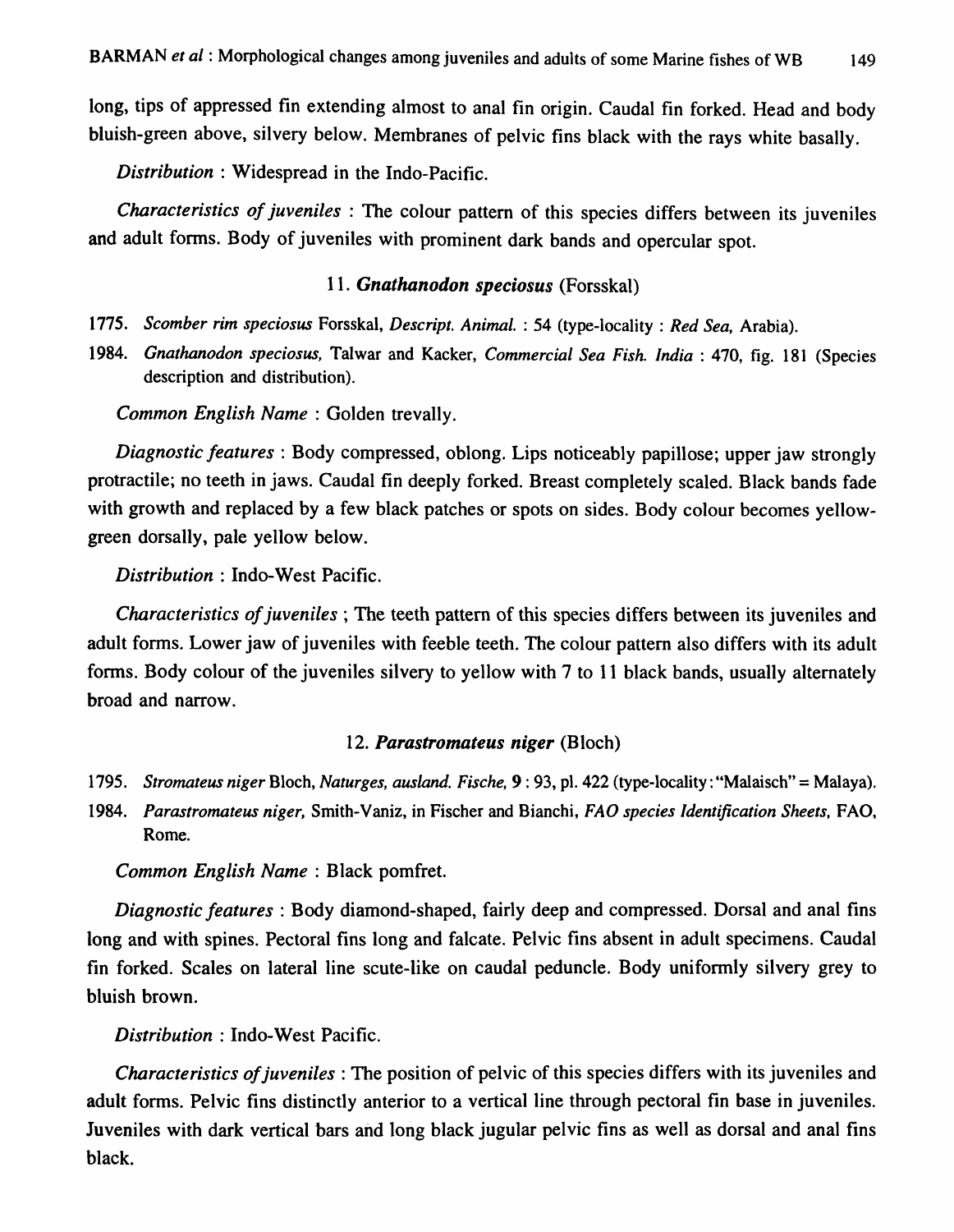long, tips of appressed fin extending almost to anal fin origin. Caudal fin forked. Head and body bluish-green above, silvery below. Membranes of pelvic fins black with the rays white basally.

*Distribution* : Widespread in the Indo-Pacific.

*Characteristics of juveniles* : The colour pattern of this species differs between its juveniles and adult forms. Body of juveniles with prominent dark bands and opercular spot.

### 11. *Gnathanodon speciosus* (Forsskal)

1775. *Scomber rim speciosus* Forsskal, *Descript. Animal.* : 54 (type-locality : *Red Sea,* Arabia).

1984. *Gnathanodon speciosus,* Talwar and Kacker, *Commercial Sea Fish. India* : 470, fig. 181 (Species description and distribution).

*Common English Name* : Golden trevally.

*Diagnostic features* : Body compressed, oblong. Lips noticeably papillose; upper jaw strongly protractile; no teeth in jaws. Caudal fin deeply forked. Breast completely scaled. Black bands fade with growth and replaced by a few black patches or spots on sides. Body colour becomes yellow-green dorsally, pale yellow below.

*Distribution* : Indo-West Pacific.

*Characteristics of juveniles* ; The teeth pattern of this species differs between its juveniles and adult forms. Lower jaw of juveniles with feeble teeth. The colour pattern also differs with its adult forms. Body colour of the juveniles silvery to yellow with 7 to 11 black bands, usually alternately broad and narrow.

### 12. *Parastromateus niger* (Bloch)

1795. *Stromateus niger* Bloch, *Naturges, ausland. Fische,* **9** : 93, pl. 422 (type-locality : "Malaisch" = Malaya).

1984. *Parastromateus niger,* Smith-Vaniz, in Fischer and Bianchi, *FAO species Identification Sheets,* FAO, Rome.

*Common English Name* : Black pomfret.

*Diagnostic features* : Body diamond-shaped, fairly deep and compressed. Dorsal and anal fins long and with spines. Pectoral fins long and falcate. Pelvic fins absent in adult specimens. Caudal fin forked. Scales on lateral line scute-like on caudal peduncle. Body uniformly silvery grey to bluish brown.

*Distribution* : Indo-West Pacific.

*Characteristics of juveniles* : The position of pelvic of this species differs with its juveniles and adult forms. Pelvic fins distinctly anterior to a vertical line through pectoral fin base in juveniles. Juveniles with dark vertical bars and long black jugular pelvic fins as well as dorsal and anal fins black.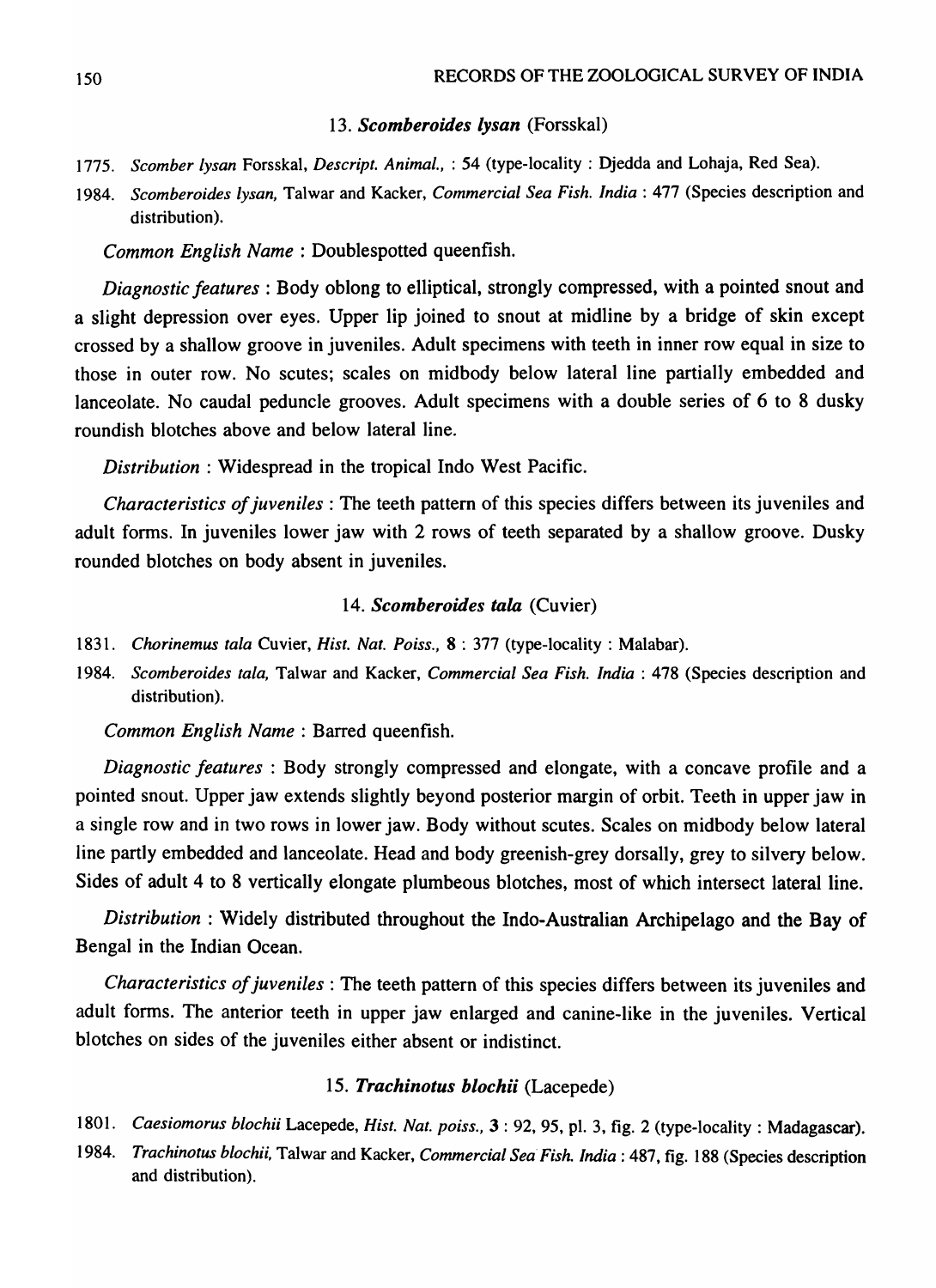### 13. ***Scomberoides lysan*** (Forsskal)

1775. *Scomber lysan* Forsskal, *Descript. Animal.,* : 54 (type-locality : Djedda and Lohaja, Red Sea).

1984. *Scomberoides lysan,* Talwar and Kacker, *Commercial Sea Fish. India* : 477 (Species description and distribution).

*Common English Name* : Doublespotted queenfish.

*Diagnostic features* : Body oblong to elliptical, strongly compressed, with a pointed snout and a slight depression over eyes. Upper lip joined to snout at midline by a bridge of skin except crossed by a shallow groove in juveniles. Adult specimens with teeth in inner row equal in size to those in outer row. No scutes; scales on midbody below lateral line partially embedded and lanceolate. No caudal peduncle grooves. Adult specimens with a double series of 6 to 8 dusky roundish blotches above and below lateral line.

*Distribution* : Widespread in the tropical Indo West Pacific.

*Characteristics of juveniles* : The teeth pattern of this species differs between its juveniles and adult forms. In juveniles lower jaw with 2 rows of teeth separated by a shallow groove. Dusky rounded blotches on body absent in juveniles.

### 14. ***Scomberoides tala*** (Cuvier)

1831. *Chorinemus tala* Cuvier, *Hist. Nat. Poiss.,* **8** : 377 (type-locality : Malabar).

1984. *Scomberoides tala,* Talwar and Kacker, *Commercial Sea Fish. India* : 478 (Species description and distribution).

*Common English Name* : Barred queenfish.

*Diagnostic features* : Body strongly compressed and elongate, with a concave profile and a pointed snout. Upper jaw extends slightly beyond posterior margin of orbit. Teeth in upper jaw in a single row and in two rows in lower jaw. Body without scutes. Scales on midbody below lateral line partly embedded and lanceolate. Head and body greenish-grey dorsally, grey to silvery below. Sides of adult 4 to 8 vertically elongate plumbeous blotches, most of which intersect lateral line.

*Distribution* : Widely distributed throughout the Indo-Australian Archipelago and the Bay of Bengal in the Indian Ocean.

*Characteristics of juveniles* : The teeth pattern of this species differs between its juveniles and adult forms. The anterior teeth in upper jaw enlarged and canine-like in the juveniles. Vertical blotches on sides of the juveniles either absent or indistinct.

### 15. ***Trachinotus blochii*** (Lacepede)

1801. *Caesiomorus blochii* Lacepede, *Hist. Nat. poiss.,* **3** : 92, 95, pl. 3, fig. 2 (type-locality : Madagascar).

1984. *Trachinotus blochii,* Talwar and Kacker, *Commercial Sea Fish. India* : 487, fig. 188 (Species description and distribution).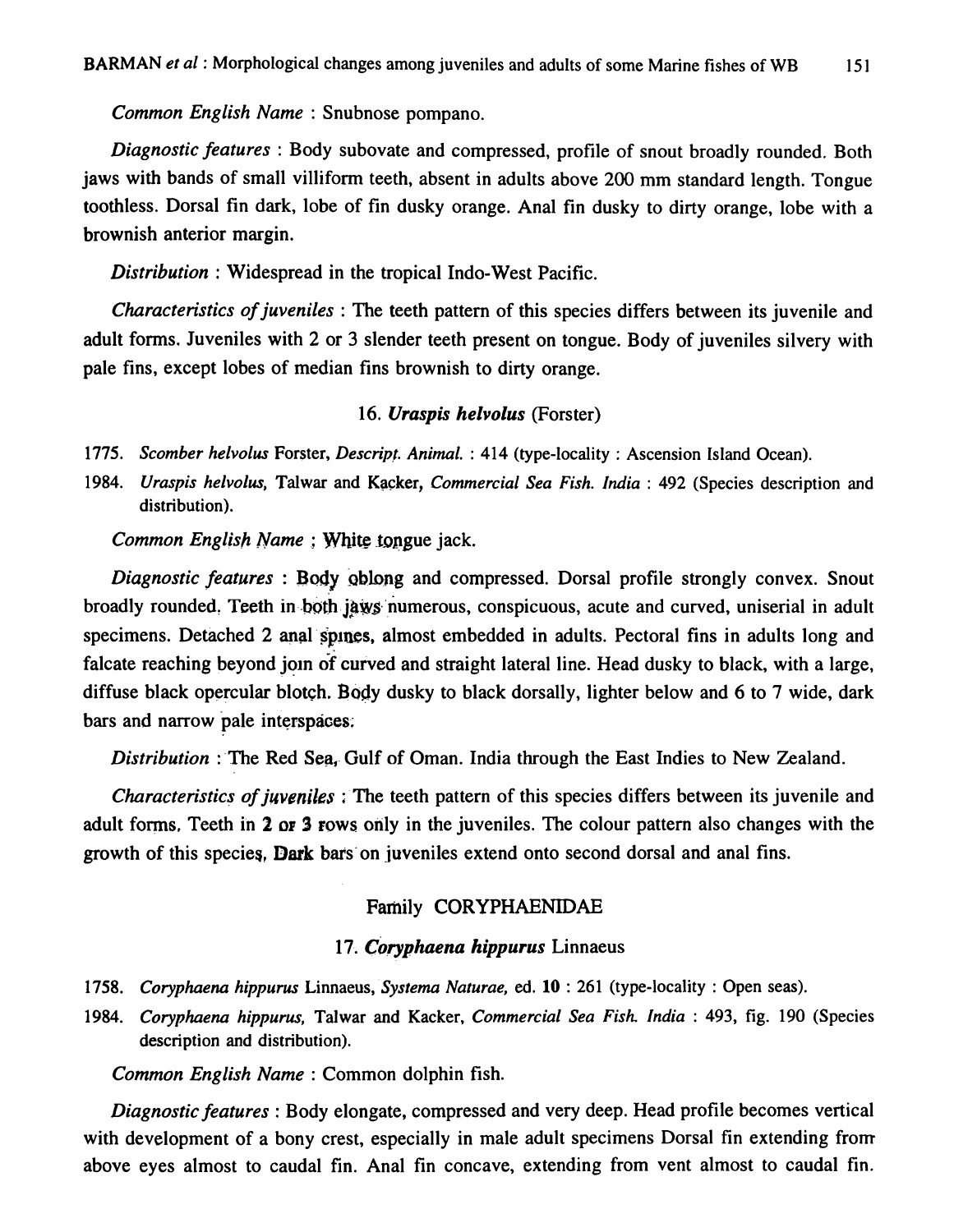*Common English Name* : Snubnose pompano.

*Diagnostic features* : Body subovate and compressed, profile of snout broadly rounded. Both jaws with bands of small villiform teeth, absent in adults above 200 mm standard length. Tongue toothless. Dorsal fin dark, lobe of fin dusky orange. Anal fin dusky to dirty orange, lobe with a brownish anterior margin.

*Distribution* : Widespread in the tropical Indo-West Pacific.

*Characteristics of juveniles* : The teeth pattern of this species differs between its juvenile and adult forms. Juveniles with 2 or 3 slender teeth present on tongue. Body of juveniles silvery with pale fins, except lobes of median fins brownish to dirty orange.

### 16. *Uraspis helvolus* (Forster)

1775. *Scomber helvolus* Forster, *Descript. Animal.* : 414 (type-locality : Ascension Island Ocean).

1984. *Uraspis helvolus*, Talwar and Kacker, *Commercial Sea Fish. India* : 492 (Species description and distribution).

*Common English Name* ; White tongue jack.

*Diagnostic features* : Body oblong and compressed. Dorsal profile strongly convex. Snout broadly rounded. Teeth in both jaws numerous, conspicuous, acute and curved, uniserial in adult specimens. Detached 2 anal spines, almost embedded in adults. Pectoral fins in adults long and falcate reaching beyond join of curved and straight lateral line. Head dusky to black, with a large, diffuse black opercular blotch. Body dusky to black dorsally, lighter below and 6 to 7 wide, dark bars and narrow pale interspaces.

*Distribution* : The Red Sea, Gulf of Oman. India through the East Indies to New Zealand.

*Characteristics of juveniles* : The teeth pattern of this species differs between its juvenile and adult forms. Teeth in 2 or 3 rows only in the juveniles. The colour pattern also changes with the growth of this species, Dark bars on juveniles extend onto second dorsal and anal fins.

## Family CORYPHAENIDAE

### 17. *Coryphaena hippurus* Linnaeus

1758. *Coryphaena hippurus* Linnaeus, *Systema Naturae*, ed. 10 : 261 (type-locality : Open seas).

1984. *Coryphaena hippurus*, Talwar and Kacker, *Commercial Sea Fish. India* : 493, fig. 190 (Species description and distribution).

*Common English Name* : Common dolphin fish.

*Diagnostic features* : Body elongate, compressed and very deep. Head profile becomes vertical with development of a bony crest, especially in male adult specimens Dorsal fin extending from above eyes almost to caudal fin. Anal fin concave, extending from vent almost to caudal fin.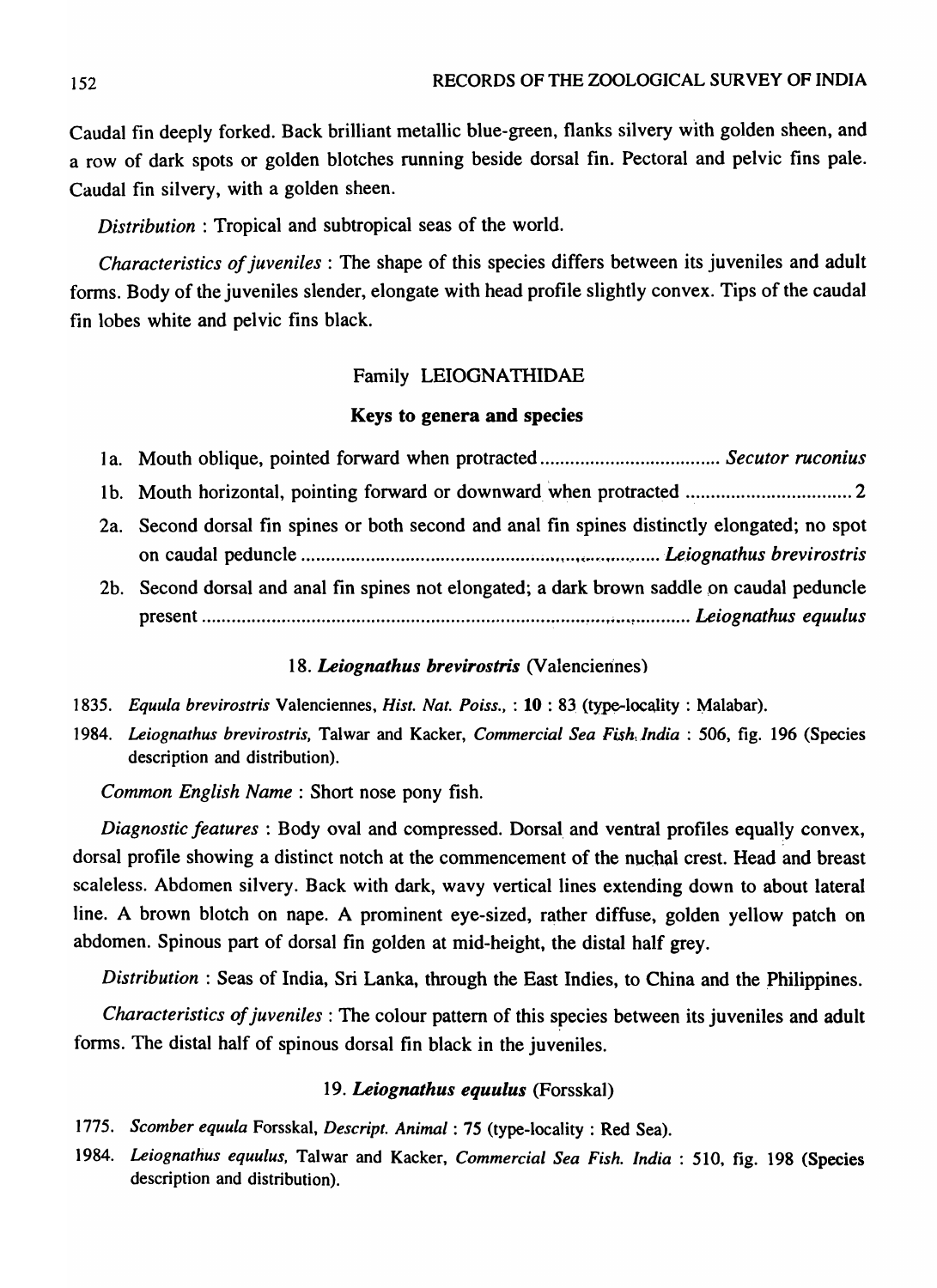Caudal fin deeply forked. Back brilliant metallic blue-green, flanks silvery with golden sheen, and a row of dark spots or golden blotches running beside dorsal fin. Pectoral and pelvic fins pale. Caudal fin silvery, with a golden sheen.

*Distribution* : Tropical and subtropical seas of the world.

*Characteristics of juveniles* : The shape of this species differs between its juveniles and adult forms. Body of the juveniles slender, elongate with head profile slightly convex. Tips of the caudal fin lobes white and pelvic fins black.

## Family LEIOGNATHIDAE

### Keys to genera and species

1a. Mouth oblique, pointed forward when protracted .................................. *Secutor ruconius*

1b. Mouth horizontal, pointing forward or downward when protracted ................................ 2

2a. Second dorsal fin spines or both second and anal fin spines distinctly elongated; no spot on caudal peduncle ........................................................................ *Leiognathus brevirostris*

2b. Second dorsal and anal fin spines not elongated; a dark brown saddle on caudal peduncle present ........................................................................................ *Leiognathus equulus*

### 18. *Leiognathus brevirostris* (Valenciennes)

1835. *Equula brevirostris* Valenciennes, *Hist. Nat. Poiss.*, : **10** : 83 (type-locality : Malabar).

1984. *Leiognathus brevirostris,* Talwar and Kacker, *Commercial Sea Fish. India* : 506, fig. 196 (Species description and distribution).

*Common English Name* : Short nose pony fish.

*Diagnostic features* : Body oval and compressed. Dorsal and ventral profiles equally convex, dorsal profile showing a distinct notch at the commencement of the nuchal crest. Head and breast scaleless. Abdomen silvery. Back with dark, wavy vertical lines extending down to about lateral line. A brown blotch on nape. A prominent eye-sized, rather diffuse, golden yellow patch on abdomen. Spinous part of dorsal fin golden at mid-height, the distal half grey.

*Distribution* : Seas of India, Sri Lanka, through the East Indies, to China and the Philippines.

*Characteristics of juveniles* : The colour pattern of this species between its juveniles and adult forms. The distal half of spinous dorsal fin black in the juveniles.

### 19. *Leiognathus equulus* (Forsskal)

1775. *Scomber equula* Forsskal, *Descript. Animal* : 75 (type-locality : Red Sea).

1984. *Leiognathus equulus,* Talwar and Kacker, *Commercial Sea Fish. India* : 510, fig. 198 (Species description and distribution).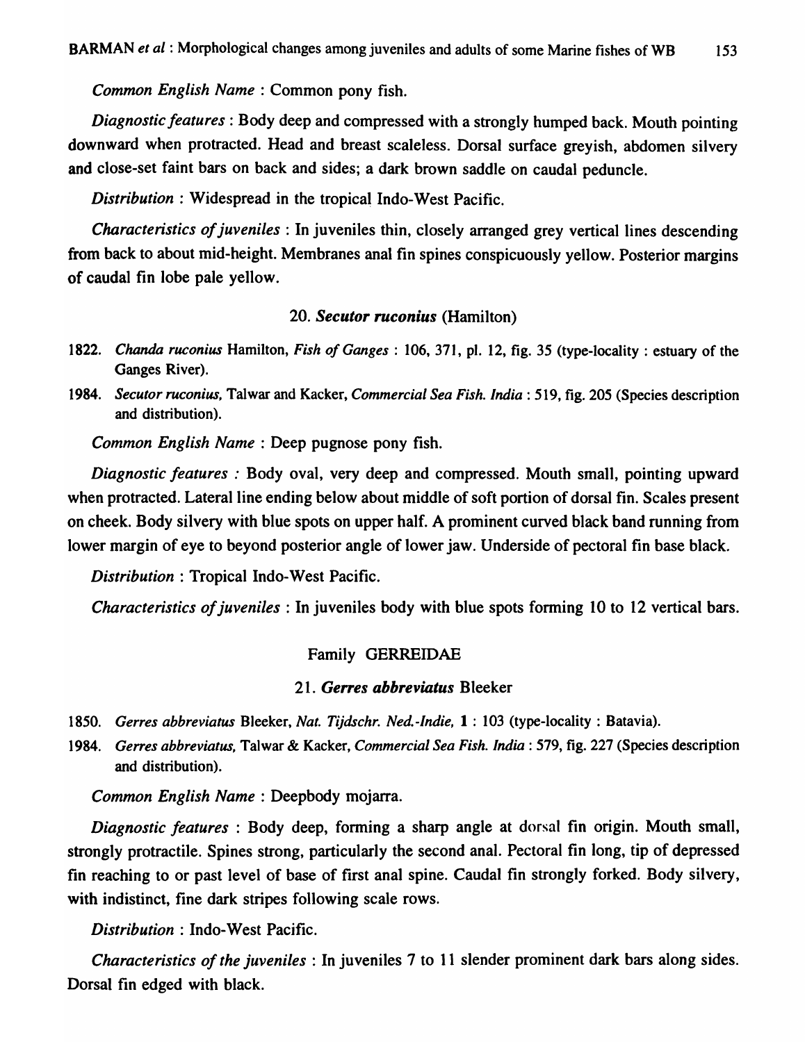*Common English Name* : Common pony fish.

*Diagnostic features* : Body deep and compressed with a strongly humped back. Mouth pointing downward when protracted. Head and breast scaleless. Dorsal surface greyish, abdomen silvery and close-set faint bars on back and sides; a dark brown saddle on caudal peduncle.

*Distribution* : Widespread in the tropical Indo-West Pacific.

*Characteristics of juveniles* : In juveniles thin, closely arranged grey vertical lines descending from back to about mid-height. Membranes anal fin spines conspicuously yellow. Posterior margins of caudal fin lobe pale yellow.

### 20. *Secutor ruconius* (Hamilton)

1822. *Chanda ruconius* Hamilton, *Fish of Ganges* : 106, 371, pl. 12, fig. 35 (type-locality : estuary of the Ganges River).

1984. *Secutor ruconius*, Talwar and Kacker, *Commercial Sea Fish. India* : 519, fig. 205 (Species description and distribution).

*Common English Name* : Deep pugnose pony fish.

*Diagnostic features :* Body oval, very deep and compressed. Mouth small, pointing upward when protracted. Lateral line ending below about middle of soft portion of dorsal fin. Scales present on cheek. Body silvery with blue spots on upper half. A prominent curved black band running from lower margin of eye to beyond posterior angle of lower jaw. Underside of pectoral fin base black.

*Distribution* : Tropical Indo-West Pacific.

*Characteristics of juveniles* : In juveniles body with blue spots forming 10 to 12 vertical bars.

## Family GERREIDAE

### 21. *Gerres abbreviatus* Bleeker

1850. *Gerres abbreviatus* Bleeker, *Nat. Tijdschr. Ned.-Indie*, **1** : 103 (type-locality : Batavia).

1984. *Gerres abbreviatus*, Talwar & Kacker, *Commercial Sea Fish. India* : 579, fig. 227 (Species description and distribution).

*Common English Name* : Deepbody mojarra.

*Diagnostic features* : Body deep, forming a sharp angle at dorsal fin origin. Mouth small, strongly protractile. Spines strong, particularly the second anal. Pectoral fin long, tip of depressed fin reaching to or past level of base of first anal spine. Caudal fin strongly forked. Body silvery, with indistinct, fine dark stripes following scale rows.

*Distribution* : Indo-West Pacific.

*Characteristics of the juveniles* : In juveniles 7 to 11 slender prominent dark bars along sides. Dorsal fin edged with black.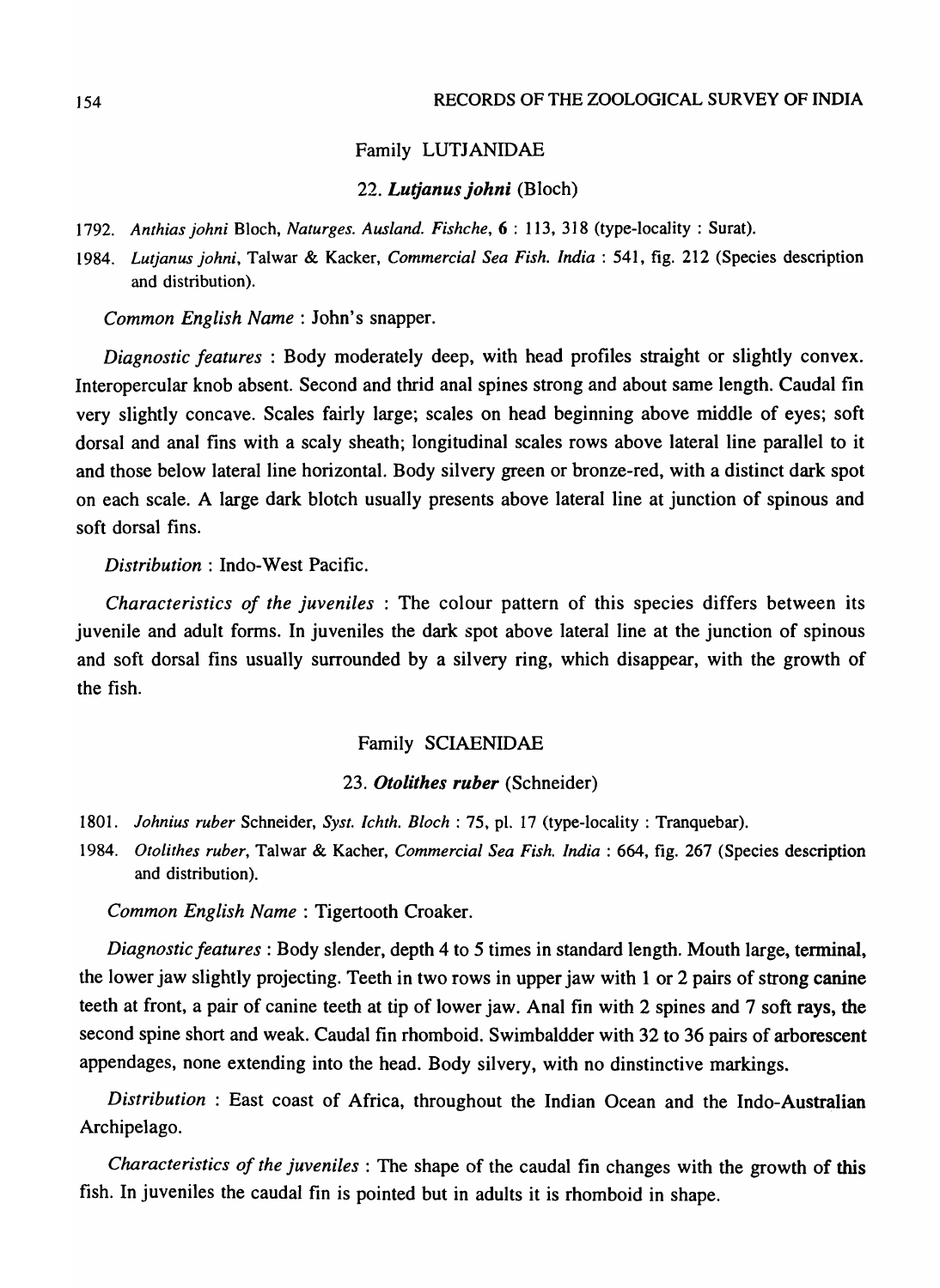## Family LUTJANIDAE

### 22. *Lutjanus johni* (Bloch)

1792. *Anthias johni* Bloch, *Naturges. Ausland. Fishche*, **6** : 113, 318 (type-locality : Surat).

1984. *Lutjanus johni*, Talwar & Kacker, *Commercial Sea Fish. India* : 541, fig. 212 (Species description and distribution).

*Common English Name* : John's snapper.

*Diagnostic features* : Body moderately deep, with head profiles straight or slightly convex. Interopercular knob absent. Second and thrid anal spines strong and about same length. Caudal fin very slightly concave. Scales fairly large; scales on head beginning above middle of eyes; soft dorsal and anal fins with a scaly sheath; longitudinal scales rows above lateral line parallel to it and those below lateral line horizontal. Body silvery green or bronze-red, with a distinct dark spot on each scale. A large dark blotch usually presents above lateral line at junction of spinous and soft dorsal fins.

*Distribution* : Indo-West Pacific.

*Characteristics of the juveniles* : The colour pattern of this species differs between its juvenile and adult forms. In juveniles the dark spot above lateral line at the junction of spinous and soft dorsal fins usually surrounded by a silvery ring, which disappear, with the growth of the fish.

## Family SCIAENIDAE

### 23. *Otolithes ruber* (Schneider)

1801. *Johnius ruber* Schneider, *Syst. Ichth. Bloch* : 75, pl. 17 (type-locality : Tranquebar).

1984. *Otolithes ruber*, Talwar & Kacher, *Commercial Sea Fish. India* : 664, fig. 267 (Species description and distribution).

*Common English Name* : Tigertooth Croaker.

*Diagnostic features* : Body slender, depth 4 to 5 times in standard length. Mouth large, terminal, the lower jaw slightly projecting. Teeth in two rows in upper jaw with 1 or 2 pairs of strong canine teeth at front, a pair of canine teeth at tip of lower jaw. Anal fin with 2 spines and 7 soft rays, the second spine short and weak. Caudal fin rhomboid. Swimbaldder with 32 to 36 pairs of arborescent appendages, none extending into the head. Body silvery, with no dinstinctive markings.

*Distribution* : East coast of Africa, throughout the Indian Ocean and the Indo-Australian Archipelago.

*Characteristics of the juveniles* : The shape of the caudal fin changes with the growth of this fish. In juveniles the caudal fin is pointed but in adults it is rhomboid in shape.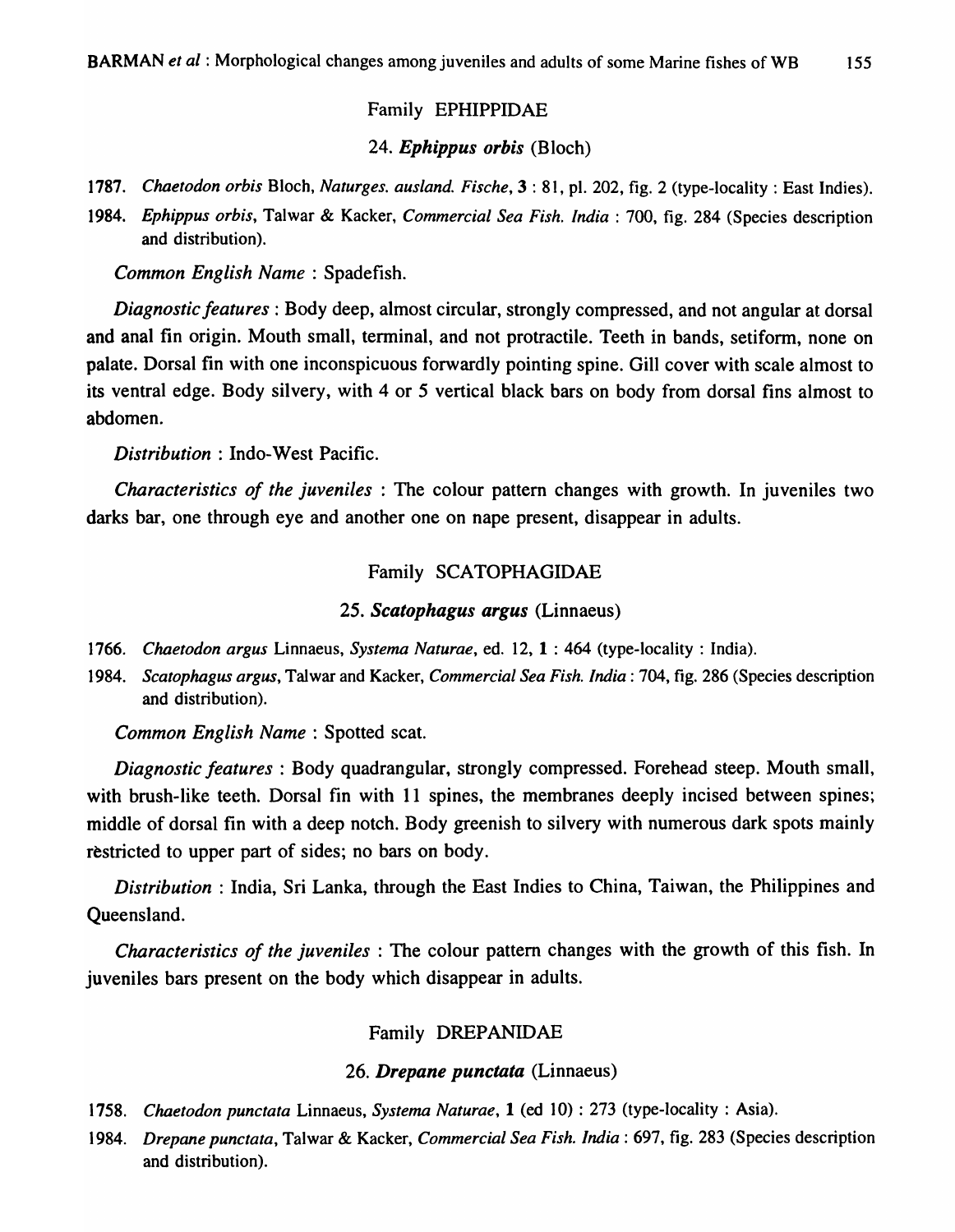## Family EPHIPPIDAE

### 24. *Ephippus orbis* (Bloch)

1787. *Chaetodon orbis* Bloch, *Naturges. ausland. Fische*, **3** : 81, pl. 202, fig. 2 (type-locality : East Indies).

1984. *Ephippus orbis*, Talwar & Kacker, *Commercial Sea Fish. India* : 700, fig. 284 (Species description and distribution).

*Common English Name* : Spadefish.

*Diagnostic features* : Body deep, almost circular, strongly compressed, and not angular at dorsal and anal fin origin. Mouth small, terminal, and not protractile. Teeth in bands, setiform, none on palate. Dorsal fin with one inconspicuous forwardly pointing spine. Gill cover with scale almost to its ventral edge. Body silvery, with 4 or 5 vertical black bars on body from dorsal fins almost to abdomen.

*Distribution* : Indo-West Pacific.

*Characteristics of the juveniles* : The colour pattern changes with growth. In juveniles two darks bar, one through eye and another one on nape present, disappear in adults.

## Family SCATOPHAGIDAE

### 25. *Scatophagus argus* (Linnaeus)

1766. *Chaetodon argus* Linnaeus, *Systema Naturae*, ed. 12, **1** : 464 (type-locality : India).

1984. *Scatophagus argus*, Talwar and Kacker, *Commercial Sea Fish. India* : 704, fig. 286 (Species description and distribution).

*Common English Name* : Spotted scat.

*Diagnostic features* : Body quadrangular, strongly compressed. Forehead steep. Mouth small, with brush-like teeth. Dorsal fin with 11 spines, the membranes deeply incised between spines; middle of dorsal fin with a deep notch. Body greenish to silvery with numerous dark spots mainly restricted to upper part of sides; no bars on body.

*Distribution* : India, Sri Lanka, through the East Indies to China, Taiwan, the Philippines and Queensland.

*Characteristics of the juveniles* : The colour pattern changes with the growth of this fish. In juveniles bars present on the body which disappear in adults.

## Family DREPANIDAE

### 26. *Drepane punctata* (Linnaeus)

1758. *Chaetodon punctata* Linnaeus, *Systema Naturae*, **1** (ed 10) : 273 (type-locality : Asia).

1984. *Drepane punctata*, Talwar & Kacker, *Commercial Sea Fish. India* : 697, fig. 283 (Species description and distribution).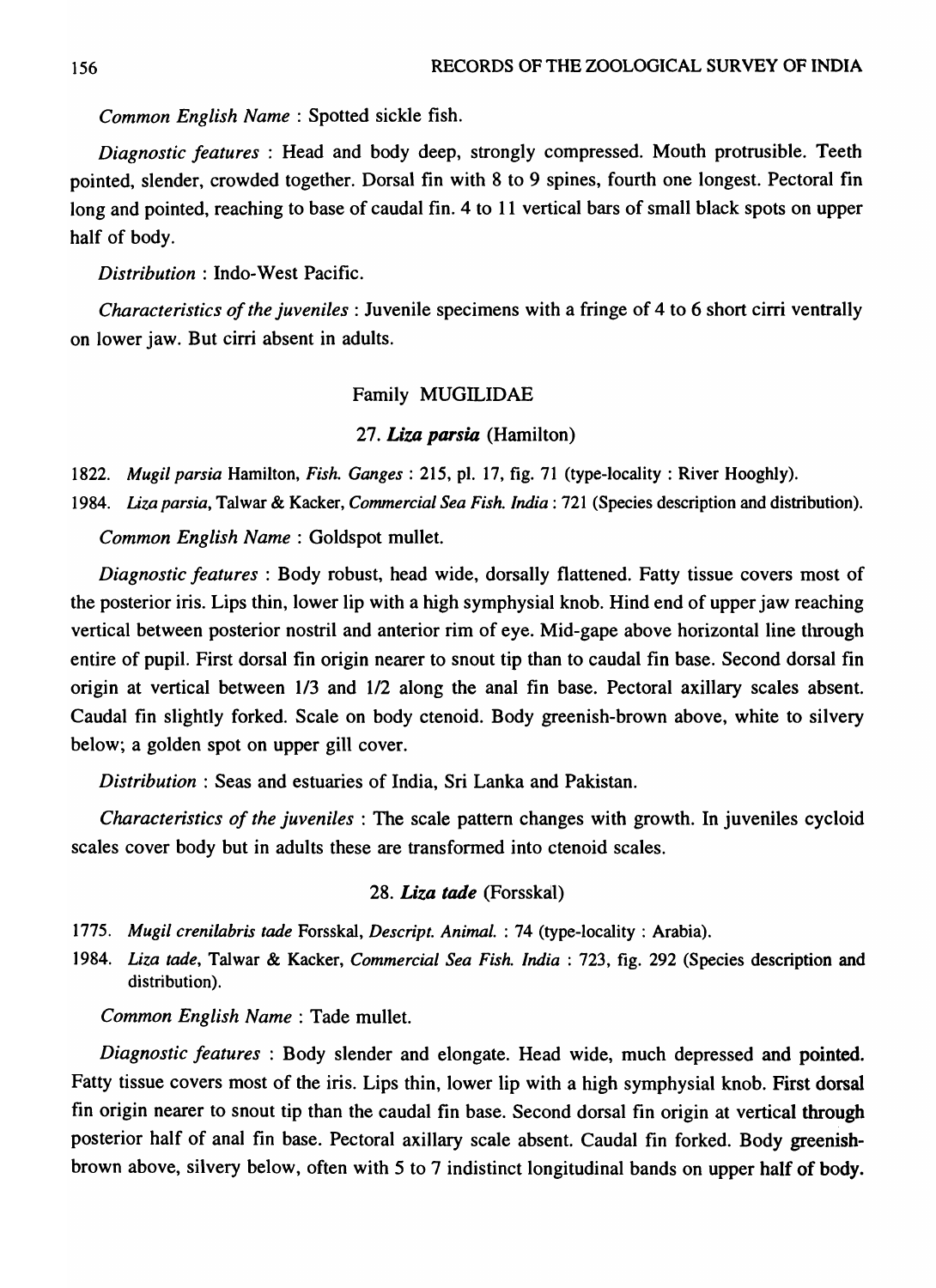*Common English Name* : Spotted sickle fish.

*Diagnostic features* : Head and body deep, strongly compressed. Mouth protrusible. Teeth pointed, slender, crowded together. Dorsal fin with 8 to 9 spines, fourth one longest. Pectoral fin long and pointed, reaching to base of caudal fin. 4 to 11 vertical bars of small black spots on upper half of body.

*Distribution* : Indo-West Pacific.

*Characteristics of the juveniles* : Juvenile specimens with a fringe of 4 to 6 short cirri ventrally on lower jaw. But cirri absent in adults.

## Family MUGILIDAE

### 27. *Liza parsia* (Hamilton)

1822. *Mugil parsia* Hamilton, *Fish. Ganges* : 215, pl. 17, fig. 71 (type-locality : River Hooghly).

1984. *Liza parsia*, Talwar & Kacker, *Commercial Sea Fish. India* : 721 (Species description and distribution).

*Common English Name* : Goldspot mullet.

*Diagnostic features* : Body robust, head wide, dorsally flattened. Fatty tissue covers most of the posterior iris. Lips thin, lower lip with a high symphysial knob. Hind end of upper jaw reaching vertical between posterior nostril and anterior rim of eye. Mid-gape above horizontal line through entire of pupil. First dorsal fin origin nearer to snout tip than to caudal fin base. Second dorsal fin origin at vertical between 1/3 and 1/2 along the anal fin base. Pectoral axillary scales absent. Caudal fin slightly forked. Scale on body ctenoid. Body greenish-brown above, white to silvery below; a golden spot on upper gill cover.

*Distribution* : Seas and estuaries of India, Sri Lanka and Pakistan.

*Characteristics of the juveniles* : The scale pattern changes with growth. In juveniles cycloid scales cover body but in adults these are transformed into ctenoid scales.

### 28. *Liza tade* (Forsskal)

1775. *Mugil crenilabris tade* Forsskal, *Descript. Animal.* : 74 (type-locality : Arabia).

1984. *Liza tade*, Talwar & Kacker, *Commercial Sea Fish. India* : 723, fig. 292 (Species description and distribution).

*Common English Name* : Tade mullet.

*Diagnostic features* : Body slender and elongate. Head wide, much depressed and pointed. Fatty tissue covers most of the iris. Lips thin, lower lip with a high symphysial knob. First dorsal fin origin nearer to snout tip than the caudal fin base. Second dorsal fin origin at vertical through posterior half of anal fin base. Pectoral axillary scale absent. Caudal fin forked. Body greenish-brown above, silvery below, often with 5 to 7 indistinct longitudinal bands on upper half of body.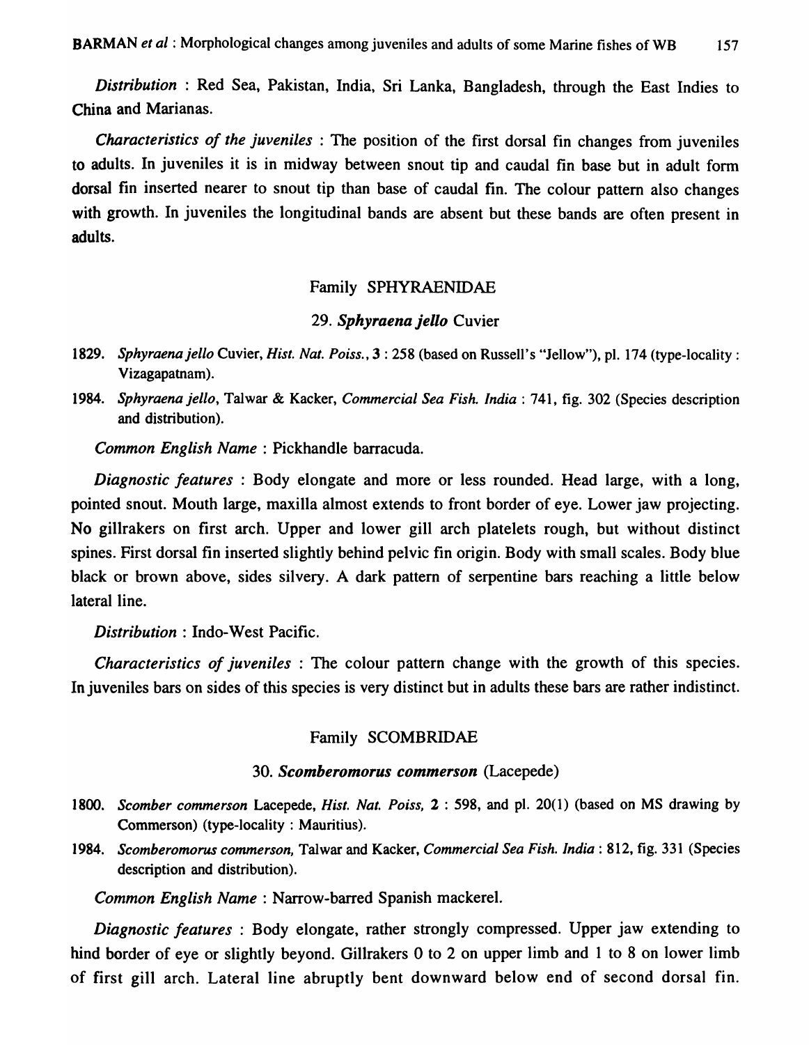*Distribution* : Red Sea, Pakistan, India, Sri Lanka, Bangladesh, through the East Indies to China and Marianas.

*Characteristics of the juveniles* : The position of the first dorsal fin changes from juveniles to adults. In juveniles it is in midway between snout tip and caudal fin base but in adult form dorsal fin inserted nearer to snout tip than base of caudal fin. The colour pattern also changes with growth. In juveniles the longitudinal bands are absent but these bands are often present in adults.

## Family SPHYRAENIDAE

### 29. *Sphyraena jello* Cuvier

1829. *Sphyraena jello* Cuvier, *Hist. Nat. Poiss.*, **3** : 258 (based on Russell's "Jellow"), pl. 174 (type-locality : Vizagapatnam).

1984. *Sphyraena jello*, Talwar & Kacker, *Commercial Sea Fish. India* : 741, fig. 302 (Species description and distribution).

*Common English Name* : Pickhandle barracuda.

*Diagnostic features* : Body elongate and more or less rounded. Head large, with a long, pointed snout. Mouth large, maxilla almost extends to front border of eye. Lower jaw projecting. No gillrakers on first arch. Upper and lower gill arch platelets rough, but without distinct spines. First dorsal fin inserted slightly behind pelvic fin origin. Body with small scales. Body blue black or brown above, sides silvery. A dark pattern of serpentine bars reaching a little below lateral line.

*Distribution* : Indo-West Pacific.

*Characteristics of juveniles* : The colour pattern change with the growth of this species. In juveniles bars on sides of this species is very distinct but in adults these bars are rather indistinct.

## Family SCOMBRIDAE

### 30. *Scomberomorus commerson* (Lacepede)

1800. *Scomber commerson* Lacepede, *Hist. Nat. Poiss,* **2** : 598, and pl. 20(1) (based on MS drawing by Commerson) (type-locality : Mauritius).

1984. *Scomberomorus commerson,* Talwar and Kacker, *Commercial Sea Fish. India* : 812, fig. 331 (Species description and distribution).

*Common English Name* : Narrow-barred Spanish mackerel.

*Diagnostic features* : Body elongate, rather strongly compressed. Upper jaw extending to hind border of eye or slightly beyond. Gillrakers 0 to 2 on upper limb and 1 to 8 on lower limb of first gill arch. Lateral line abruptly bent downward below end of second dorsal fin.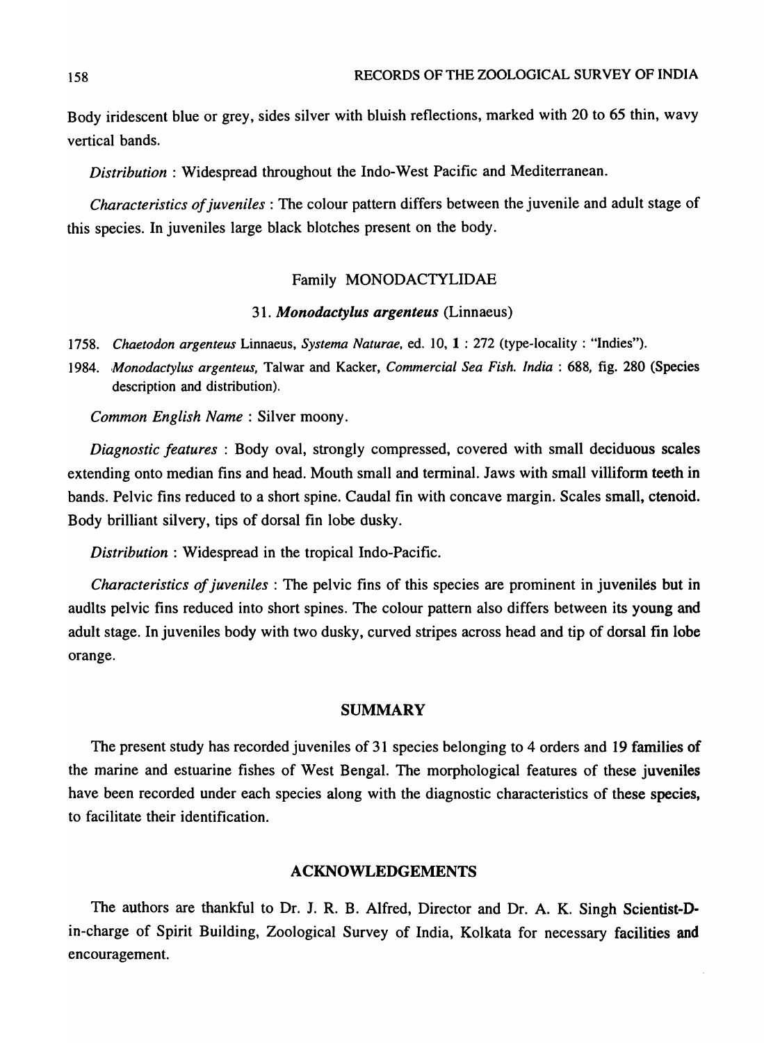Body iridescent blue or grey, sides silver with bluish reflections, marked with 20 to 65 thin, wavy vertical bands.

*Distribution* : Widespread throughout the Indo-West Pacific and Mediterranean.

*Characteristics of juveniles* : The colour pattern differs between the juvenile and adult stage of this species. In juveniles large black blotches present on the body.

## Family MONODACTYLIDAE

### 31. ***Monodactylus argenteus*** (Linnaeus)

1758. *Chaetodon argenteus* Linnaeus, *Systema Naturae*, ed. 10, **1** : 272 (type-locality : "Indies").

1984. *Monodactylus argenteus*, Talwar and Kacker, *Commercial Sea Fish. India* : 688, fig. 280 (Species description and distribution).

*Common English Name* : Silver moony.

*Diagnostic features* : Body oval, strongly compressed, covered with small deciduous scales extending onto median fins and head. Mouth small and terminal. Jaws with small villiform teeth in bands. Pelvic fins reduced to a short spine. Caudal fin with concave margin. Scales small, ctenoid. Body brilliant silvery, tips of dorsal fin lobe dusky.

*Distribution* : Widespread in the tropical Indo-Pacific.

*Characteristics of juveniles* : The pelvic fins of this species are prominent in juveniles but in audlts pelvic fins reduced into short spines. The colour pattern also differs between its young and adult stage. In juveniles body with two dusky, curved stripes across head and tip of dorsal fin lobe orange.

## SUMMARY

The present study has recorded juveniles of 31 species belonging to 4 orders and 19 families of the marine and estuarine fishes of West Bengal. The morphological features of these juveniles have been recorded under each species along with the diagnostic characteristics of these species, to facilitate their identification.

## ACKNOWLEDGEMENTS

The authors are thankful to Dr. J. R. B. Alfred, Director and Dr. A. K. Singh Scientist-D-in-charge of Spirit Building, Zoological Survey of India, Kolkata for necessary facilities and encouragement.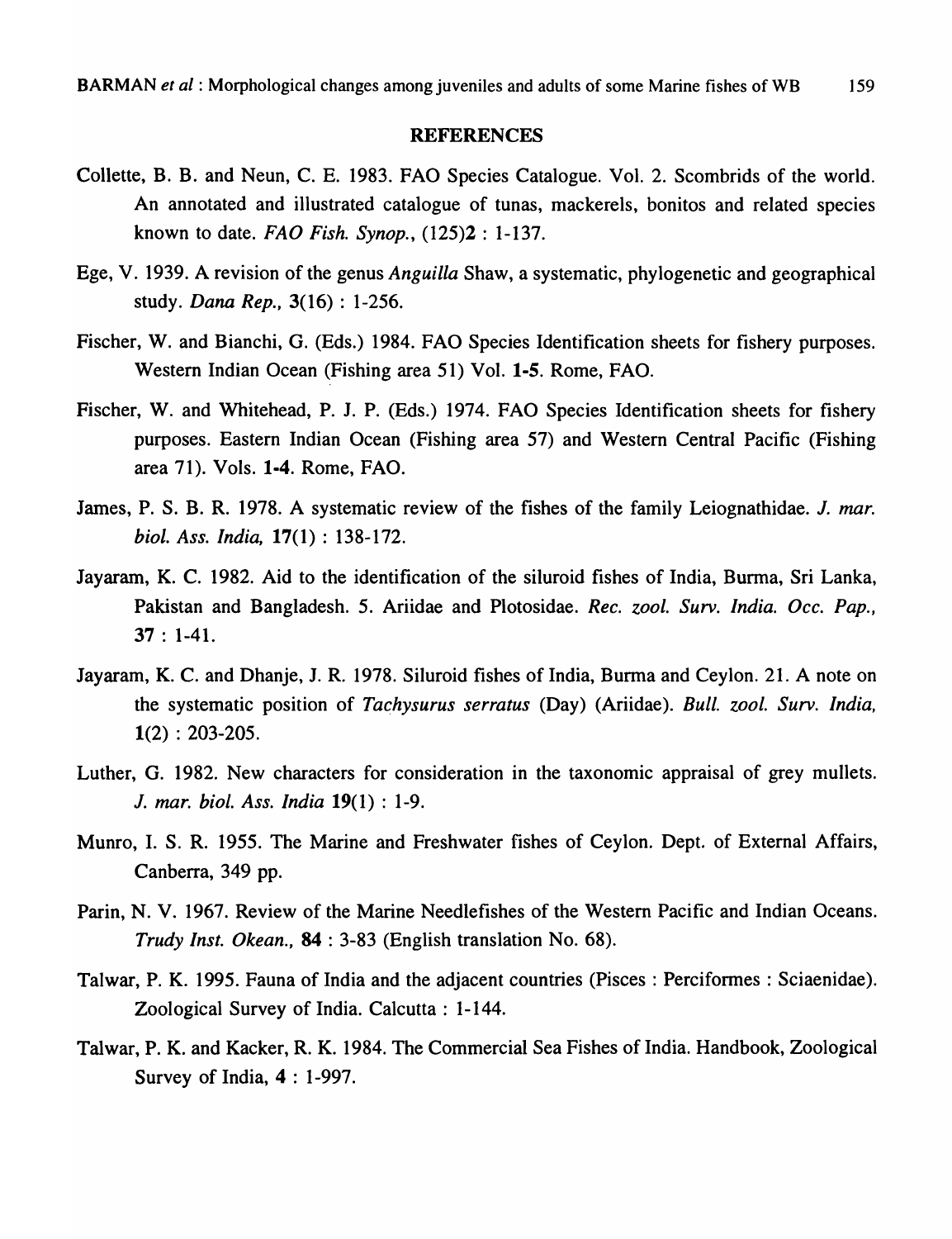## REFERENCES

Collette, B. B. and Neun, C. E. 1983. FAO Species Catalogue. Vol. 2. Scombrids of the world. An annotated and illustrated catalogue of tunas, mackerels, bonitos and related species known to date. *FAO Fish. Synop.*, (125)**2** : 1-137.

Ege, V. 1939. A revision of the genus *Anguilla* Shaw, a systematic, phylogenetic and geographical study. *Dana Rep.,* **3**(16) : 1-256.

Fischer, W. and Bianchi, G. (Eds.) 1984. FAO Species Identification sheets for fishery purposes. Western Indian Ocean (Fishing area 51) Vol. **1-5**. Rome, FAO.

Fischer, W. and Whitehead, P. J. P. (Eds.) 1974. FAO Species Identification sheets for fishery purposes. Eastern Indian Ocean (Fishing area 57) and Western Central Pacific (Fishing area 71). Vols. **1-4**. Rome, FAO.

James, P. S. B. R. 1978. A systematic review of the fishes of the family Leiognathidae. *J. mar. biol. Ass. India,* **17**(1) : 138-172.

Jayaram, K. C. 1982. Aid to the identification of the siluroid fishes of India, Burma, Sri Lanka, Pakistan and Bangladesh. 5. Ariidae and Plotosidae. *Rec. zool. Surv. India. Occ. Pap.,* **37** : 1-41.

Jayaram, K. C. and Dhanje, J. R. 1978. Siluroid fishes of India, Burma and Ceylon. 21. A note on the systematic position of *Tachysurus serratus* (Day) (Ariidae). *Bull. zool. Surv. India,* **1**(2) : 203-205.

Luther, G. 1982. New characters for consideration in the taxonomic appraisal of grey mullets. *J. mar. biol. Ass. India* **19**(1) : 1-9.

Munro, I. S. R. 1955. The Marine and Freshwater fishes of Ceylon. Dept. of External Affairs, Canberra, 349 pp.

Parin, N. V. 1967. Review of the Marine Needlefishes of the Western Pacific and Indian Oceans. *Trudy Inst. Okean.,* **84** : 3-83 (English translation No. 68).

Talwar, P. K. 1995. Fauna of India and the adjacent countries (Pisces : Perciformes : Sciaenidae). Zoological Survey of India. Calcutta : 1-144.

Talwar, P. K. and Kacker, R. K. 1984. The Commercial Sea Fishes of India. Handbook, Zoological Survey of India, **4** : 1-997.